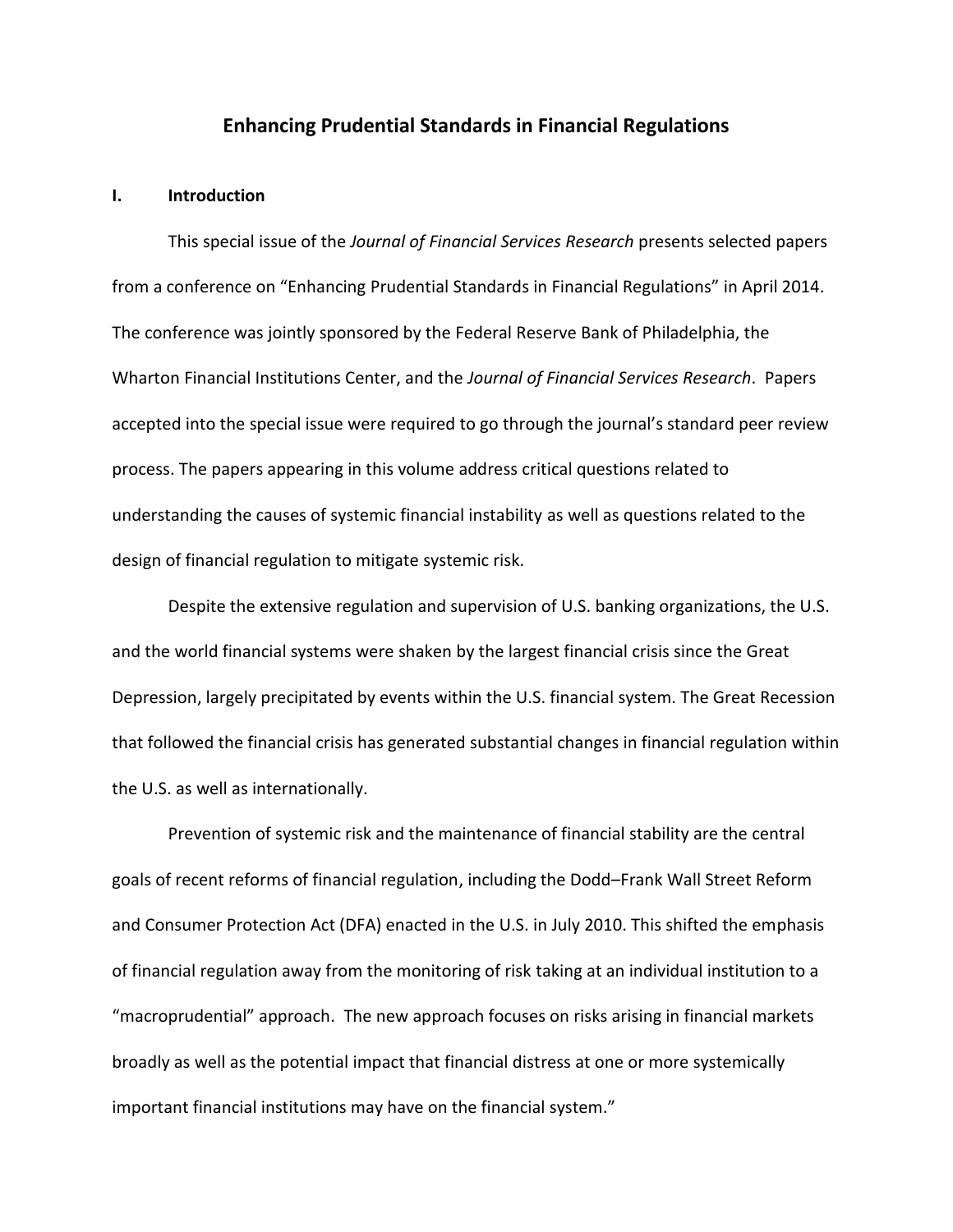# Enhancing Prudential Standards in Financial Regulations

## I. Introduction

This special issue of the *Journal of Financial Services Research* presents selected papers from a conference on "Enhancing Prudential Standards in Financial Regulations" in April 2014. The conference was jointly sponsored by the Federal Reserve Bank of Philadelphia, the Wharton Financial Institutions Center, and the *Journal of Financial Services Research*. Papers accepted into the special issue were required to go through the journal's standard peer review process. The papers appearing in this volume address critical questions related to understanding the causes of systemic financial instability as well as questions related to the design of financial regulation to mitigate systemic risk.

Despite the extensive regulation and supervision of U.S. banking organizations, the U.S. and the world financial systems were shaken by the largest financial crisis since the Great Depression, largely precipitated by events within the U.S. financial system. The Great Recession that followed the financial crisis has generated substantial changes in financial regulation within the U.S. as well as internationally.

Prevention of systemic risk and the maintenance of financial stability are the central goals of recent reforms of financial regulation, including the Dodd–Frank Wall Street Reform and Consumer Protection Act (DFA) enacted in the U.S. in July 2010. This shifted the emphasis of financial regulation away from the monitoring of risk taking at an individual institution to a "macroprudential" approach. The new approach focuses on risks arising in financial markets broadly as well as the potential impact that financial distress at one or more systemically important financial institutions may have on the financial system."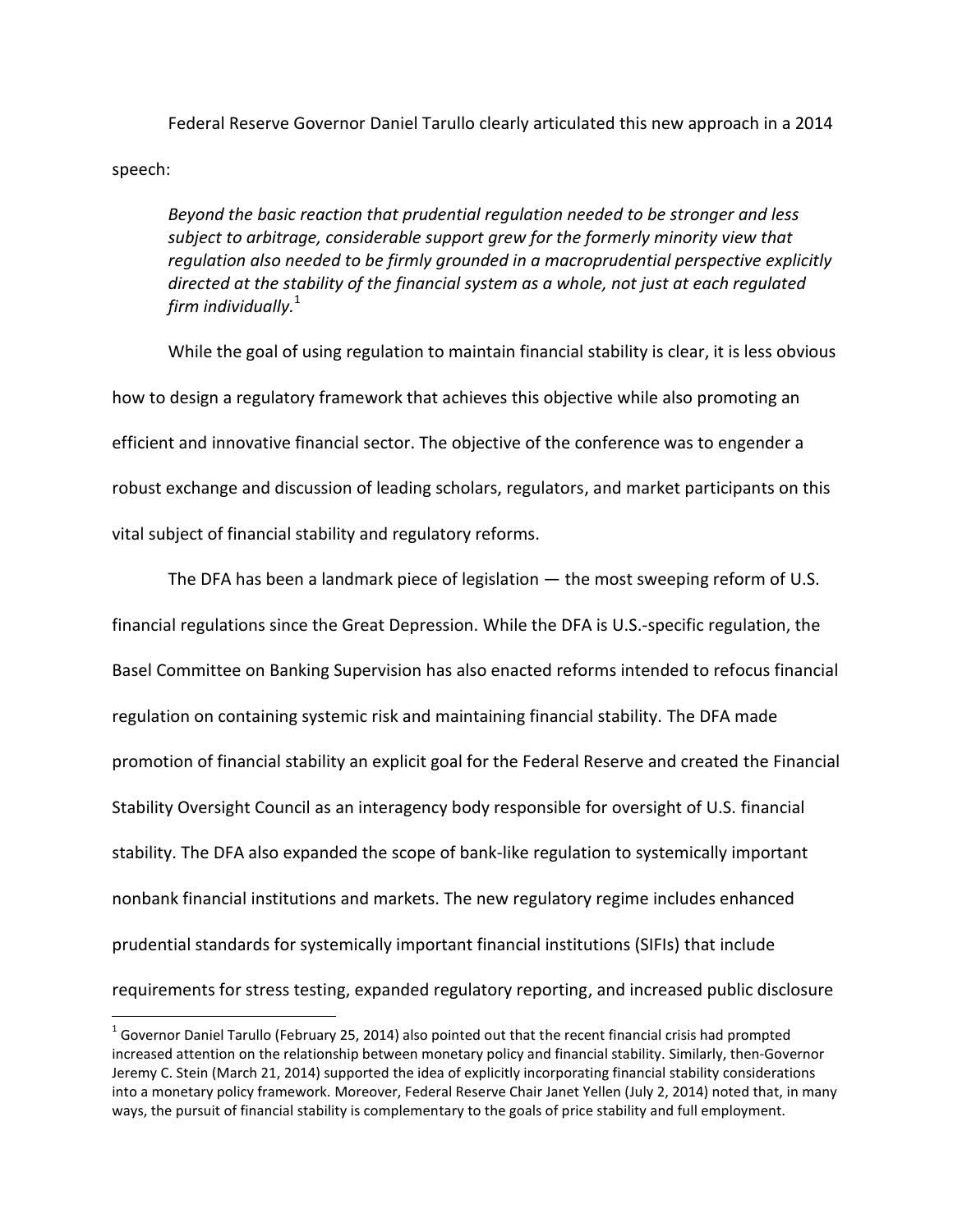Federal Reserve Governor Daniel Tarullo clearly articulated this new approach in a 2014 speech:

> *Beyond the basic reaction that prudential regulation needed to be stronger and less subject to arbitrage, considerable support grew for the formerly minority view that regulation also needed to be firmly grounded in a macroprudential perspective explicitly directed at the stability of the financial system as a whole, not just at each regulated firm individually.*[1]

While the goal of using regulation to maintain financial stability is clear, it is less obvious how to design a regulatory framework that achieves this objective while also promoting an efficient and innovative financial sector. The objective of the conference was to engender a robust exchange and discussion of leading scholars, regulators, and market participants on this vital subject of financial stability and regulatory reforms.

The DFA has been a landmark piece of legislation — the most sweeping reform of U.S. financial regulations since the Great Depression. While the DFA is U.S.-specific regulation, the Basel Committee on Banking Supervision has also enacted reforms intended to refocus financial regulation on containing systemic risk and maintaining financial stability. The DFA made promotion of financial stability an explicit goal for the Federal Reserve and created the Financial Stability Oversight Council as an interagency body responsible for oversight of U.S. financial stability. The DFA also expanded the scope of bank-like regulation to systemically important nonbank financial institutions and markets. The new regulatory regime includes enhanced prudential standards for systemically important financial institutions (SIFIs) that include requirements for stress testing, expanded regulatory reporting, and increased public disclosure

---

[1] Governor Daniel Tarullo (February 25, 2014) also pointed out that the recent financial crisis had prompted increased attention on the relationship between monetary policy and financial stability. Similarly, then-Governor Jeremy C. Stein (March 21, 2014) supported the idea of explicitly incorporating financial stability considerations into a monetary policy framework. Moreover, Federal Reserve Chair Janet Yellen (July 2, 2014) noted that, in many ways, the pursuit of financial stability is complementary to the goals of price stability and full employment.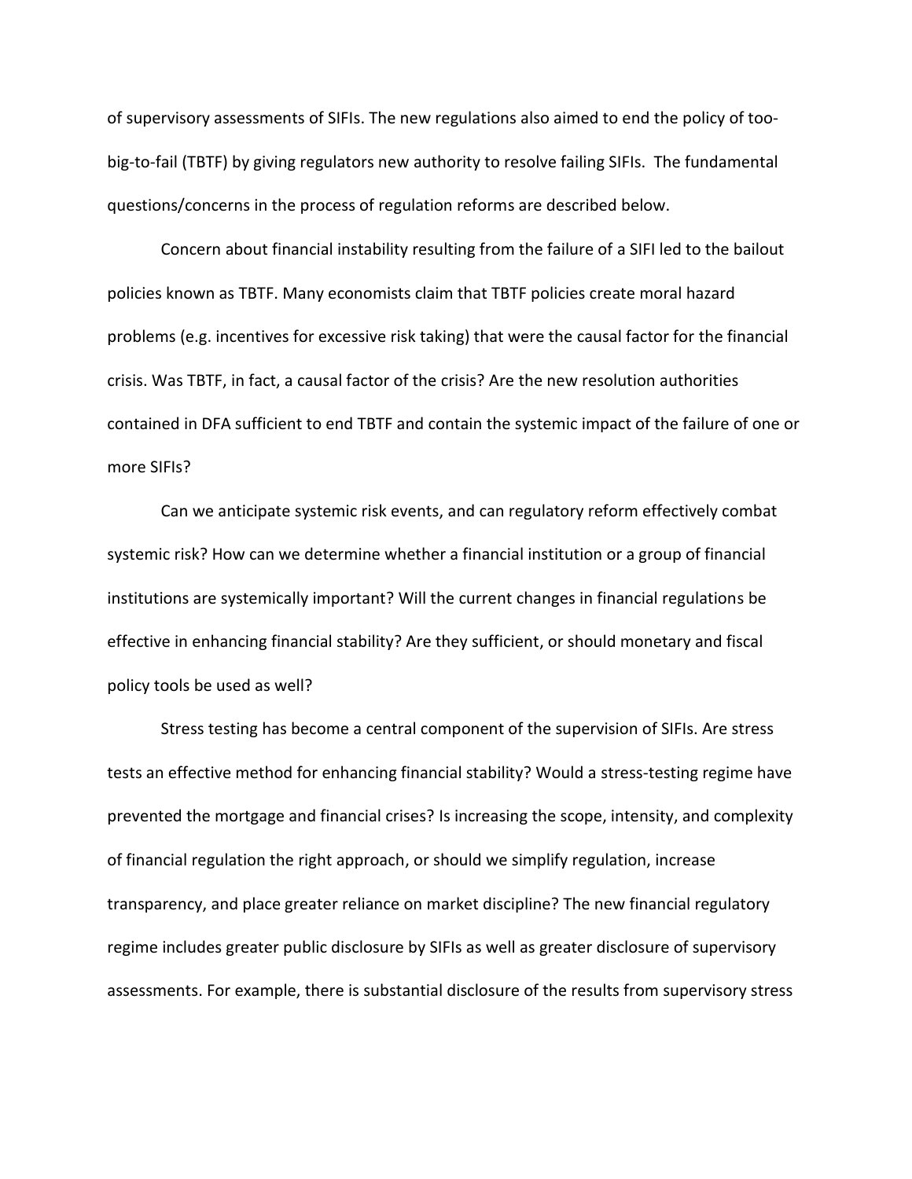of supervisory assessments of SIFIs. The new regulations also aimed to end the policy of too-big-to-fail (TBTF) by giving regulators new authority to resolve failing SIFIs. The fundamental questions/concerns in the process of regulation reforms are described below.

Concern about financial instability resulting from the failure of a SIFI led to the bailout policies known as TBTF. Many economists claim that TBTF policies create moral hazard problems (e.g. incentives for excessive risk taking) that were the causal factor for the financial crisis. Was TBTF, in fact, a causal factor of the crisis? Are the new resolution authorities contained in DFA sufficient to end TBTF and contain the systemic impact of the failure of one or more SIFIs?

Can we anticipate systemic risk events, and can regulatory reform effectively combat systemic risk? How can we determine whether a financial institution or a group of financial institutions are systemically important? Will the current changes in financial regulations be effective in enhancing financial stability? Are they sufficient, or should monetary and fiscal policy tools be used as well?

Stress testing has become a central component of the supervision of SIFIs. Are stress tests an effective method for enhancing financial stability? Would a stress-testing regime have prevented the mortgage and financial crises? Is increasing the scope, intensity, and complexity of financial regulation the right approach, or should we simplify regulation, increase transparency, and place greater reliance on market discipline? The new financial regulatory regime includes greater public disclosure by SIFIs as well as greater disclosure of supervisory assessments. For example, there is substantial disclosure of the results from supervisory stress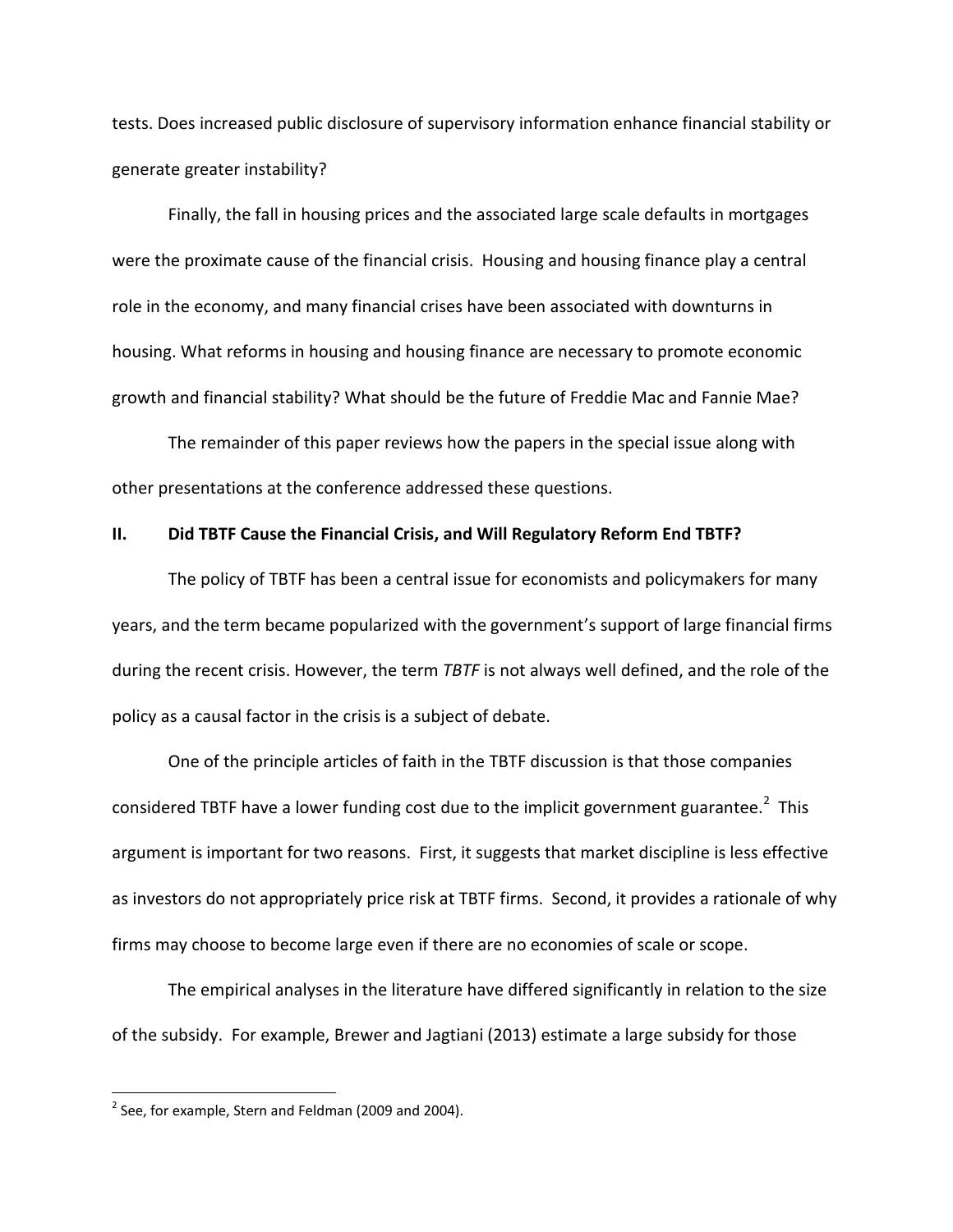tests. Does increased public disclosure of supervisory information enhance financial stability or generate greater instability?

Finally, the fall in housing prices and the associated large scale defaults in mortgages were the proximate cause of the financial crisis. Housing and housing finance play a central role in the economy, and many financial crises have been associated with downturns in housing. What reforms in housing and housing finance are necessary to promote economic growth and financial stability? What should be the future of Freddie Mac and Fannie Mae?

The remainder of this paper reviews how the papers in the special issue along with other presentations at the conference addressed these questions.

## II. Did TBTF Cause the Financial Crisis, and Will Regulatory Reform End TBTF?

The policy of TBTF has been a central issue for economists and policymakers for many years, and the term became popularized with the government's support of large financial firms during the recent crisis. However, the term *TBTF* is not always well defined, and the role of the policy as a causal factor in the crisis is a subject of debate.

One of the principle articles of faith in the TBTF discussion is that those companies considered TBTF have a lower funding cost due to the implicit government guarantee.[2] This argument is important for two reasons. First, it suggests that market discipline is less effective as investors do not appropriately price risk at TBTF firms. Second, it provides a rationale of why firms may choose to become large even if there are no economies of scale or scope.

The empirical analyses in the literature have differed significantly in relation to the size of the subsidy. For example, Brewer and Jagtiani (2013) estimate a large subsidy for those

[2] See, for example, Stern and Feldman (2009 and 2004).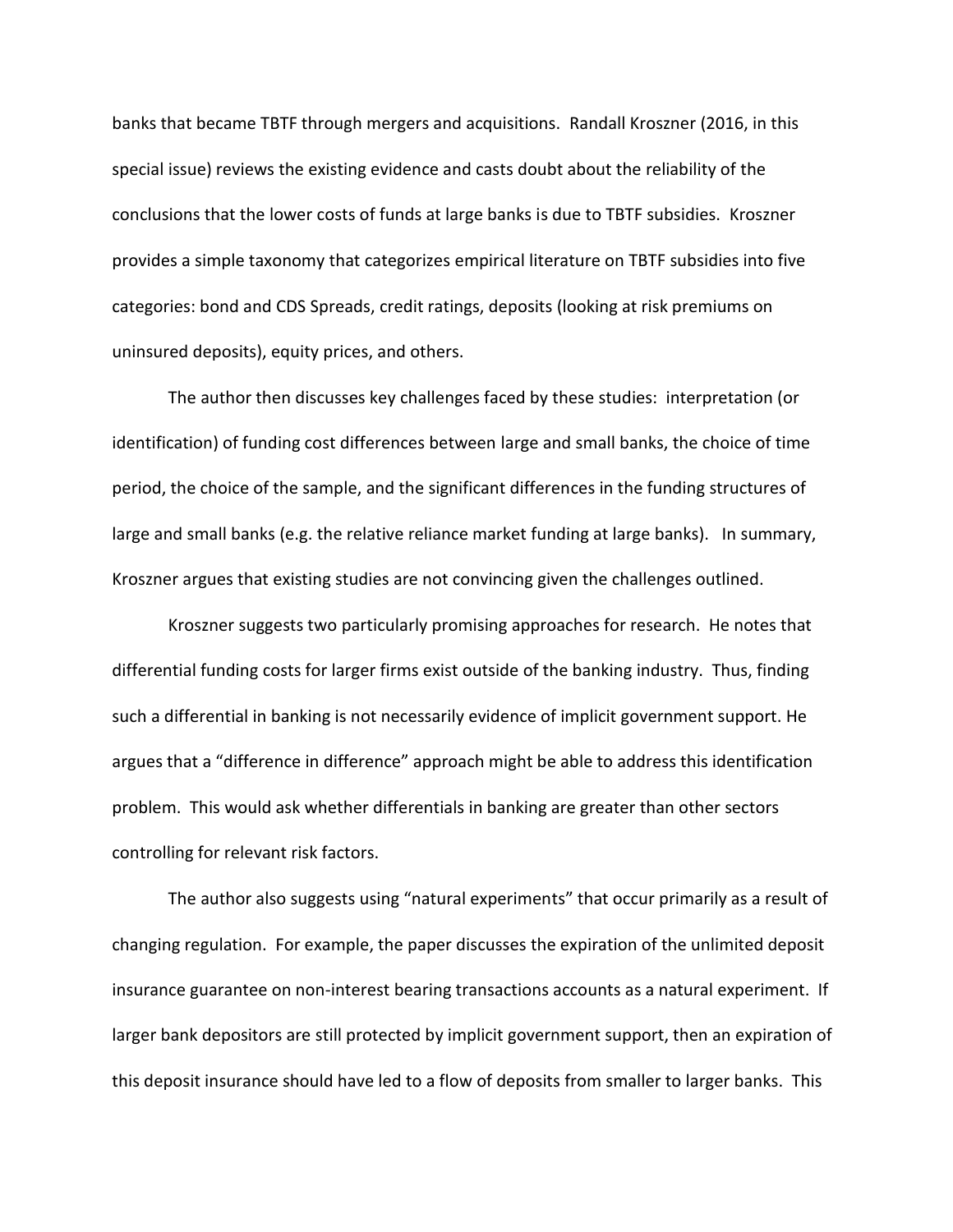banks that became TBTF through mergers and acquisitions. Randall Kroszner (2016, in this special issue) reviews the existing evidence and casts doubt about the reliability of the conclusions that the lower costs of funds at large banks is due to TBTF subsidies. Kroszner provides a simple taxonomy that categorizes empirical literature on TBTF subsidies into five categories: bond and CDS Spreads, credit ratings, deposits (looking at risk premiums on uninsured deposits), equity prices, and others.

The author then discusses key challenges faced by these studies: interpretation (or identification) of funding cost differences between large and small banks, the choice of time period, the choice of the sample, and the significant differences in the funding structures of large and small banks (e.g. the relative reliance market funding at large banks). In summary, Kroszner argues that existing studies are not convincing given the challenges outlined.

Kroszner suggests two particularly promising approaches for research. He notes that differential funding costs for larger firms exist outside of the banking industry. Thus, finding such a differential in banking is not necessarily evidence of implicit government support. He argues that a "difference in difference" approach might be able to address this identification problem. This would ask whether differentials in banking are greater than other sectors controlling for relevant risk factors.

The author also suggests using "natural experiments" that occur primarily as a result of changing regulation. For example, the paper discusses the expiration of the unlimited deposit insurance guarantee on non-interest bearing transactions accounts as a natural experiment. If larger bank depositors are still protected by implicit government support, then an expiration of this deposit insurance should have led to a flow of deposits from smaller to larger banks. This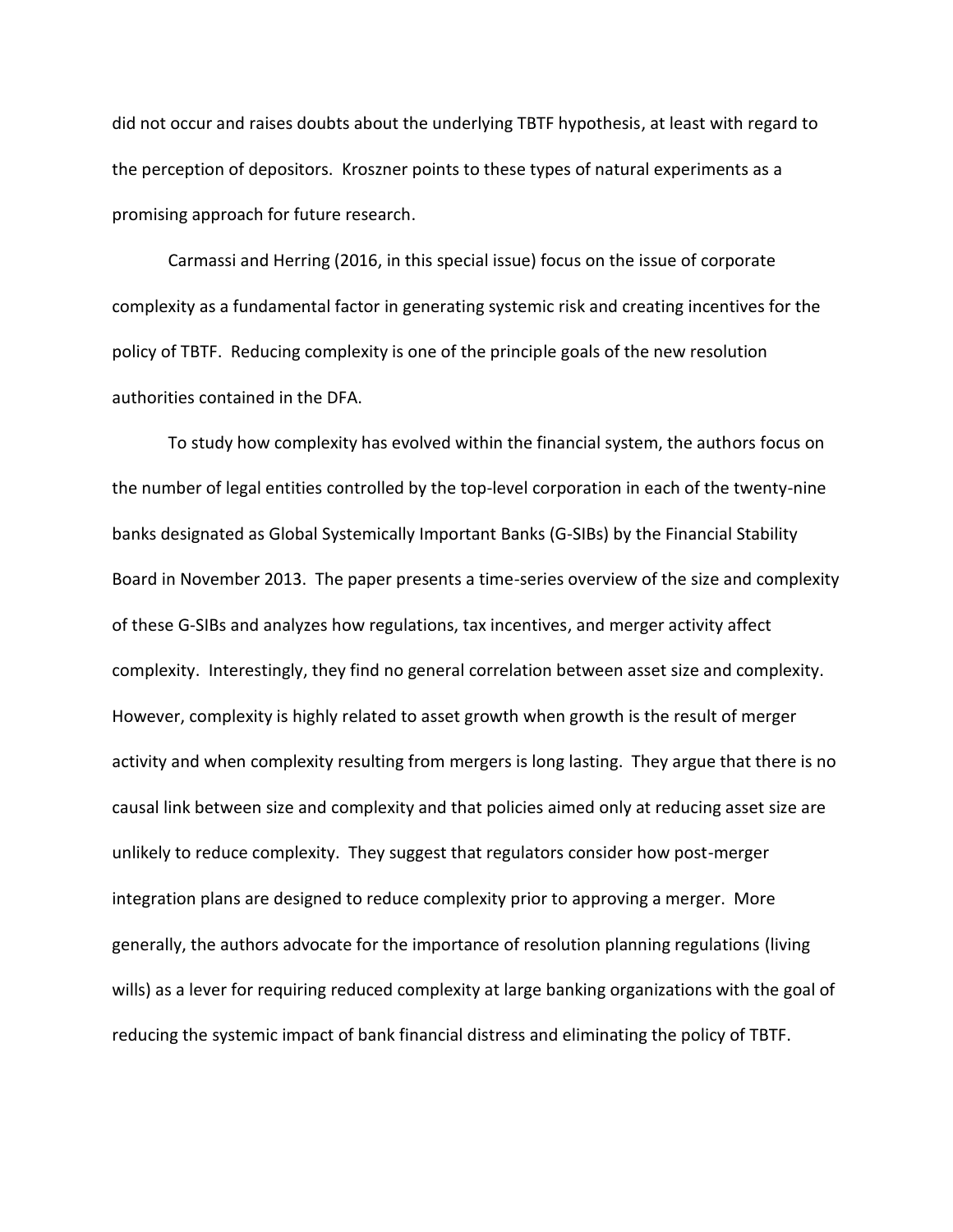did not occur and raises doubts about the underlying TBTF hypothesis, at least with regard to the perception of depositors. Kroszner points to these types of natural experiments as a promising approach for future research.

Carmassi and Herring (2016, in this special issue) focus on the issue of corporate complexity as a fundamental factor in generating systemic risk and creating incentives for the policy of TBTF. Reducing complexity is one of the principle goals of the new resolution authorities contained in the DFA.

To study how complexity has evolved within the financial system, the authors focus on the number of legal entities controlled by the top-level corporation in each of the twenty-nine banks designated as Global Systemically Important Banks (G-SIBs) by the Financial Stability Board in November 2013. The paper presents a time-series overview of the size and complexity of these G-SIBs and analyzes how regulations, tax incentives, and merger activity affect complexity. Interestingly, they find no general correlation between asset size and complexity. However, complexity is highly related to asset growth when growth is the result of merger activity and when complexity resulting from mergers is long lasting. They argue that there is no causal link between size and complexity and that policies aimed only at reducing asset size are unlikely to reduce complexity. They suggest that regulators consider how post-merger integration plans are designed to reduce complexity prior to approving a merger. More generally, the authors advocate for the importance of resolution planning regulations (living wills) as a lever for requiring reduced complexity at large banking organizations with the goal of reducing the systemic impact of bank financial distress and eliminating the policy of TBTF.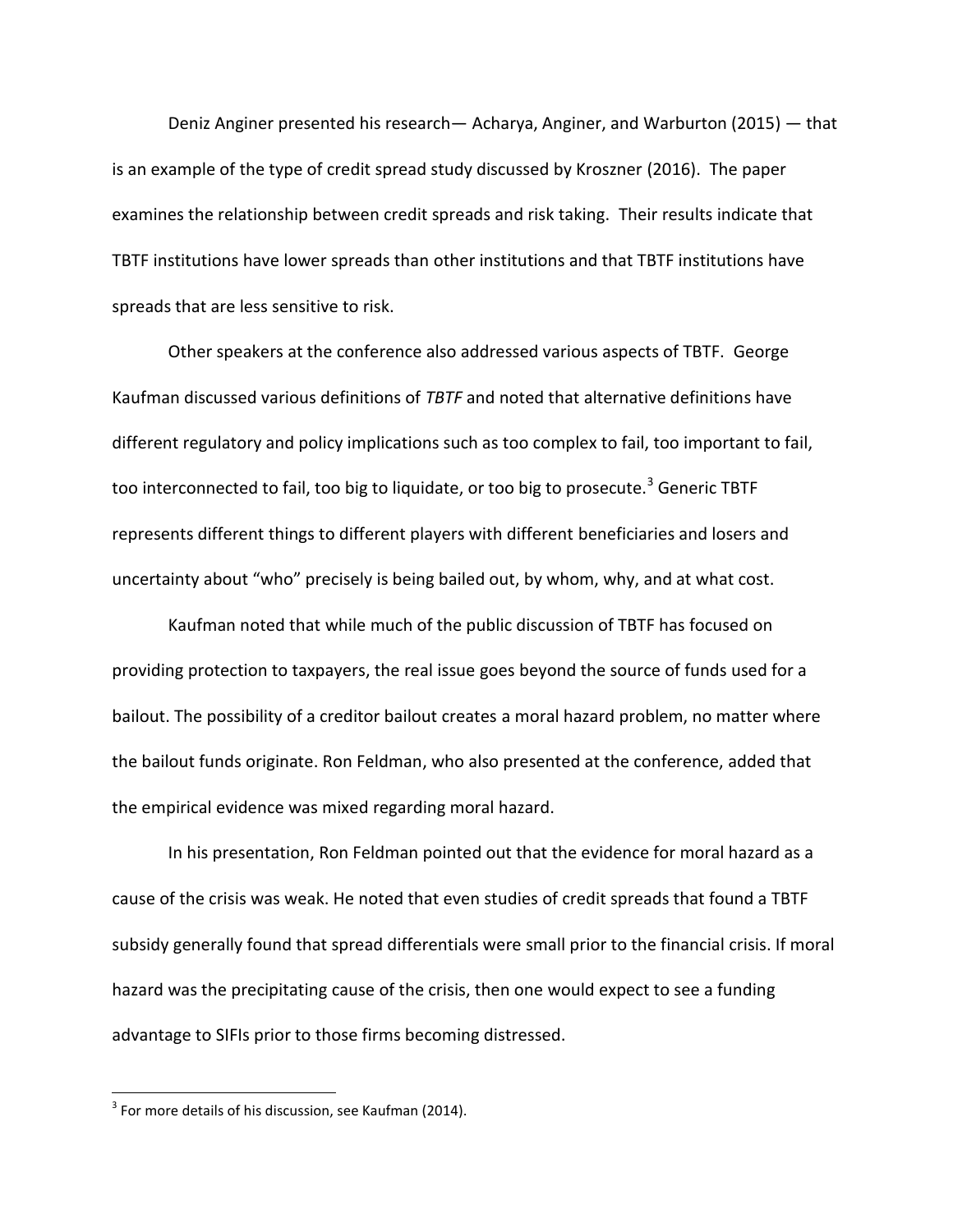Deniz Anginer presented his research— Acharya, Anginer, and Warburton (2015) — that is an example of the type of credit spread study discussed by Kroszner (2016). The paper examines the relationship between credit spreads and risk taking. Their results indicate that TBTF institutions have lower spreads than other institutions and that TBTF institutions have spreads that are less sensitive to risk.

Other speakers at the conference also addressed various aspects of TBTF. George Kaufman discussed various definitions of *TBTF* and noted that alternative definitions have different regulatory and policy implications such as too complex to fail, too important to fail, too interconnected to fail, too big to liquidate, or too big to prosecute.[3] Generic TBTF represents different things to different players with different beneficiaries and losers and uncertainty about "who" precisely is being bailed out, by whom, why, and at what cost.

Kaufman noted that while much of the public discussion of TBTF has focused on providing protection to taxpayers, the real issue goes beyond the source of funds used for a bailout. The possibility of a creditor bailout creates a moral hazard problem, no matter where the bailout funds originate. Ron Feldman, who also presented at the conference, added that the empirical evidence was mixed regarding moral hazard.

In his presentation, Ron Feldman pointed out that the evidence for moral hazard as a cause of the crisis was weak. He noted that even studies of credit spreads that found a TBTF subsidy generally found that spread differentials were small prior to the financial crisis. If moral hazard was the precipitating cause of the crisis, then one would expect to see a funding advantage to SIFIs prior to those firms becoming distressed.

---

[3] For more details of his discussion, see Kaufman (2014).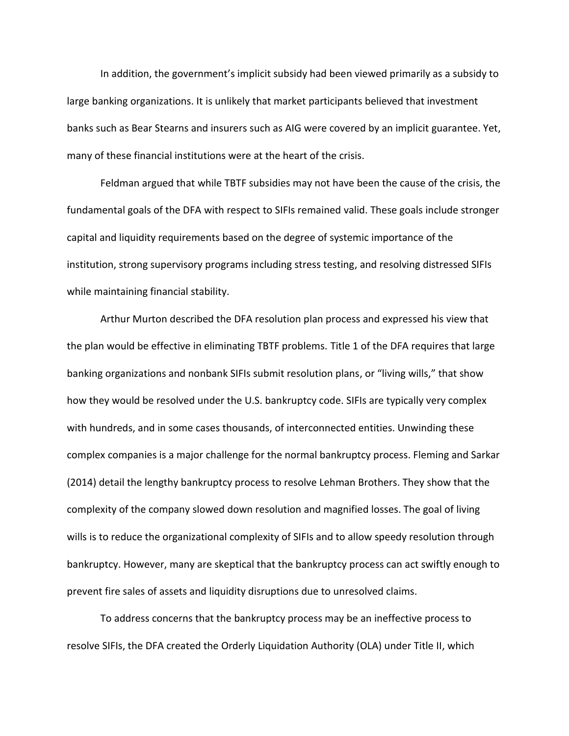In addition, the government's implicit subsidy had been viewed primarily as a subsidy to large banking organizations. It is unlikely that market participants believed that investment banks such as Bear Stearns and insurers such as AIG were covered by an implicit guarantee. Yet, many of these financial institutions were at the heart of the crisis.

Feldman argued that while TBTF subsidies may not have been the cause of the crisis, the fundamental goals of the DFA with respect to SIFIs remained valid. These goals include stronger capital and liquidity requirements based on the degree of systemic importance of the institution, strong supervisory programs including stress testing, and resolving distressed SIFIs while maintaining financial stability.

Arthur Murton described the DFA resolution plan process and expressed his view that the plan would be effective in eliminating TBTF problems. Title 1 of the DFA requires that large banking organizations and nonbank SIFIs submit resolution plans, or "living wills," that show how they would be resolved under the U.S. bankruptcy code. SIFIs are typically very complex with hundreds, and in some cases thousands, of interconnected entities. Unwinding these complex companies is a major challenge for the normal bankruptcy process. Fleming and Sarkar (2014) detail the lengthy bankruptcy process to resolve Lehman Brothers. They show that the complexity of the company slowed down resolution and magnified losses. The goal of living wills is to reduce the organizational complexity of SIFIs and to allow speedy resolution through bankruptcy. However, many are skeptical that the bankruptcy process can act swiftly enough to prevent fire sales of assets and liquidity disruptions due to unresolved claims.

To address concerns that the bankruptcy process may be an ineffective process to resolve SIFIs, the DFA created the Orderly Liquidation Authority (OLA) under Title II, which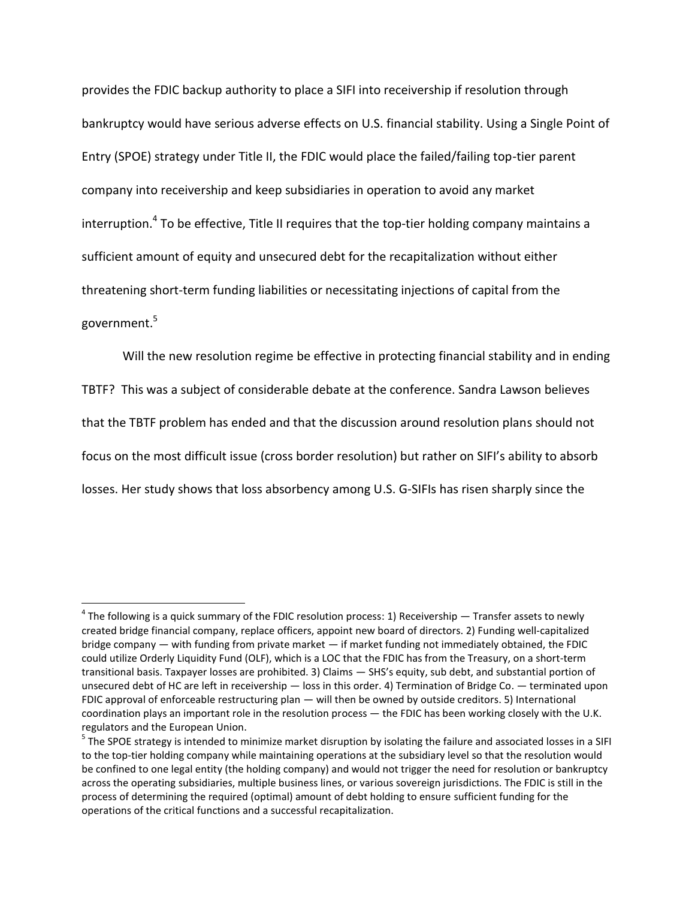provides the FDIC backup authority to place a SIFI into receivership if resolution through bankruptcy would have serious adverse effects on U.S. financial stability. Using a Single Point of Entry (SPOE) strategy under Title II, the FDIC would place the failed/failing top-tier parent company into receivership and keep subsidiaries in operation to avoid any market interruption.[4] To be effective, Title II requires that the top-tier holding company maintains a sufficient amount of equity and unsecured debt for the recapitalization without either threatening short-term funding liabilities or necessitating injections of capital from the government.[5]

Will the new resolution regime be effective in protecting financial stability and in ending TBTF? This was a subject of considerable debate at the conference. Sandra Lawson believes that the TBTF problem has ended and that the discussion around resolution plans should not focus on the most difficult issue (cross border resolution) but rather on SIFI's ability to absorb losses. Her study shows that loss absorbency among U.S. G-SIFIs has risen sharply since the

---

[4] The following is a quick summary of the FDIC resolution process: 1) Receivership — Transfer assets to newly created bridge financial company, replace officers, appoint new board of directors. 2) Funding well-capitalized bridge company — with funding from private market — if market funding not immediately obtained, the FDIC could utilize Orderly Liquidity Fund (OLF), which is a LOC that the FDIC has from the Treasury, on a short-term transitional basis. Taxpayer losses are prohibited. 3) Claims — SHS's equity, sub debt, and substantial portion of unsecured debt of HC are left in receivership — loss in this order. 4) Termination of Bridge Co. — terminated upon FDIC approval of enforceable restructuring plan — will then be owned by outside creditors. 5) International coordination plays an important role in the resolution process — the FDIC has been working closely with the U.K. regulators and the European Union.

[5] The SPOE strategy is intended to minimize market disruption by isolating the failure and associated losses in a SIFI to the top-tier holding company while maintaining operations at the subsidiary level so that the resolution would be confined to one legal entity (the holding company) and would not trigger the need for resolution or bankruptcy across the operating subsidiaries, multiple business lines, or various sovereign jurisdictions. The FDIC is still in the process of determining the required (optimal) amount of debt holding to ensure sufficient funding for the operations of the critical functions and a successful recapitalization.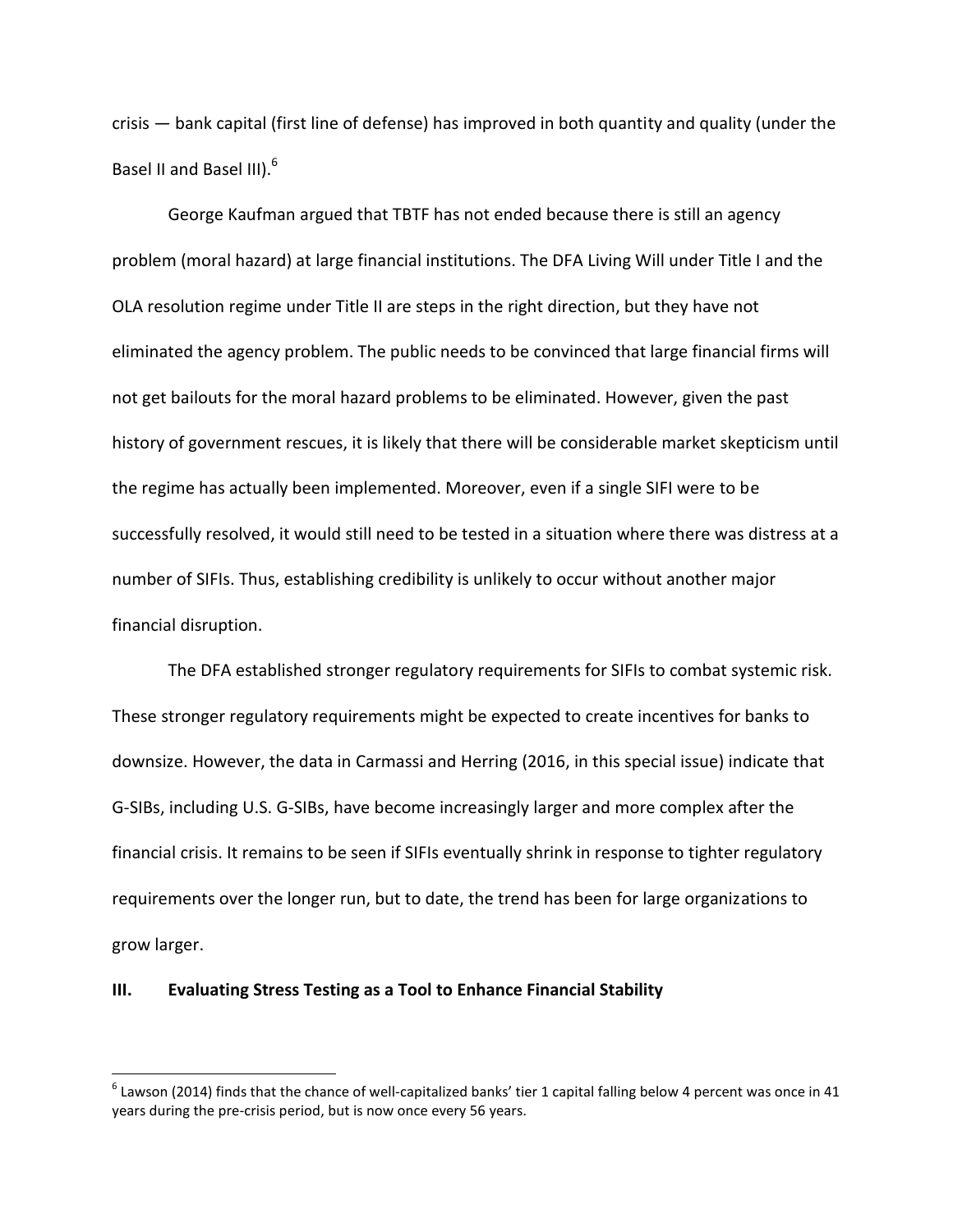crisis — bank capital (first line of defense) has improved in both quantity and quality (under the Basel II and Basel III).[6]

George Kaufman argued that TBTF has not ended because there is still an agency problem (moral hazard) at large financial institutions. The DFA Living Will under Title I and the OLA resolution regime under Title II are steps in the right direction, but they have not eliminated the agency problem. The public needs to be convinced that large financial firms will not get bailouts for the moral hazard problems to be eliminated. However, given the past history of government rescues, it is likely that there will be considerable market skepticism until the regime has actually been implemented. Moreover, even if a single SIFI were to be successfully resolved, it would still need to be tested in a situation where there was distress at a number of SIFIs. Thus, establishing credibility is unlikely to occur without another major financial disruption.

The DFA established stronger regulatory requirements for SIFIs to combat systemic risk. These stronger regulatory requirements might be expected to create incentives for banks to downsize. However, the data in Carmassi and Herring (2016, in this special issue) indicate that G-SIBs, including U.S. G-SIBs, have become increasingly larger and more complex after the financial crisis. It remains to be seen if SIFIs eventually shrink in response to tighter regulatory requirements over the longer run, but to date, the trend has been for large organizations to grow larger.

## III. Evaluating Stress Testing as a Tool to Enhance Financial Stability

[6] Lawson (2014) finds that the chance of well-capitalized banks' tier 1 capital falling below 4 percent was once in 41 years during the pre-crisis period, but is now once every 56 years.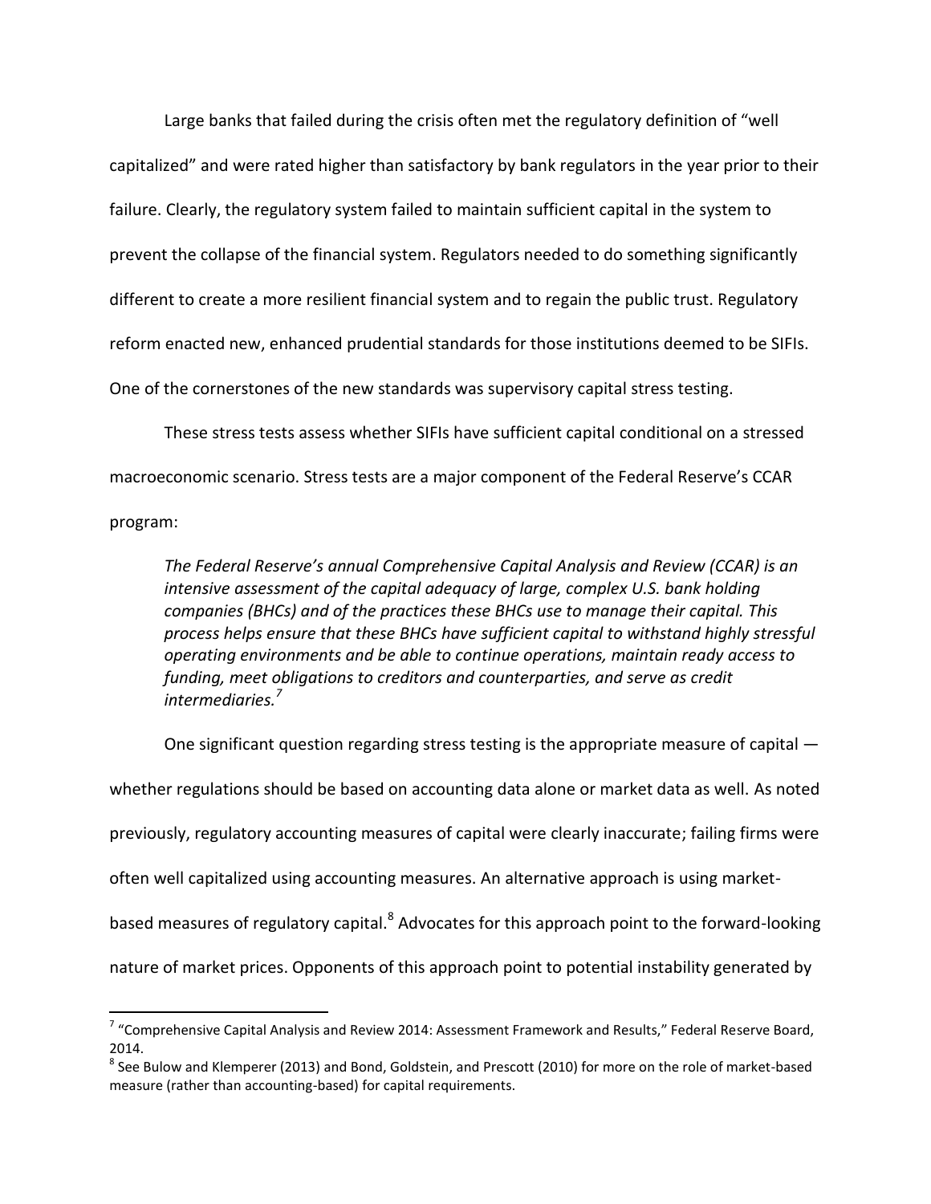Large banks that failed during the crisis often met the regulatory definition of "well capitalized" and were rated higher than satisfactory by bank regulators in the year prior to their failure. Clearly, the regulatory system failed to maintain sufficient capital in the system to prevent the collapse of the financial system. Regulators needed to do something significantly different to create a more resilient financial system and to regain the public trust. Regulatory reform enacted new, enhanced prudential standards for those institutions deemed to be SIFIs. One of the cornerstones of the new standards was supervisory capital stress testing.

These stress tests assess whether SIFIs have sufficient capital conditional on a stressed macroeconomic scenario. Stress tests are a major component of the Federal Reserve's CCAR program:

> *The Federal Reserve's annual Comprehensive Capital Analysis and Review (CCAR) is an intensive assessment of the capital adequacy of large, complex U.S. bank holding companies (BHCs) and of the practices these BHCs use to manage their capital. This process helps ensure that these BHCs have sufficient capital to withstand highly stressful operating environments and be able to continue operations, maintain ready access to funding, meet obligations to creditors and counterparties, and serve as credit intermediaries.*[7]

One significant question regarding stress testing is the appropriate measure of capital — whether regulations should be based on accounting data alone or market data as well. As noted previously, regulatory accounting measures of capital were clearly inaccurate; failing firms were often well capitalized using accounting measures. An alternative approach is using market-based measures of regulatory capital.[8] Advocates for this approach point to the forward-looking nature of market prices. Opponents of this approach point to potential instability generated by

---

[7] "Comprehensive Capital Analysis and Review 2014: Assessment Framework and Results," Federal Reserve Board, 2014.

[8] See Bulow and Klemperer (2013) and Bond, Goldstein, and Prescott (2010) for more on the role of market-based measure (rather than accounting-based) for capital requirements.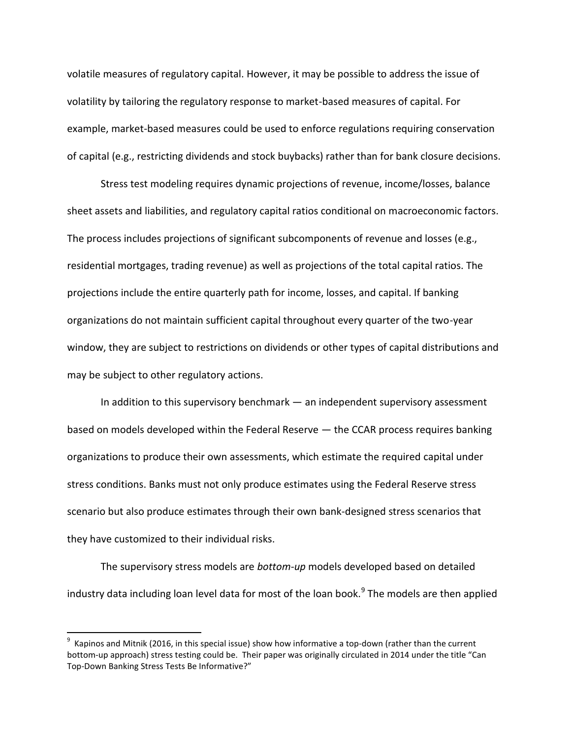volatile measures of regulatory capital. However, it may be possible to address the issue of volatility by tailoring the regulatory response to market-based measures of capital. For example, market-based measures could be used to enforce regulations requiring conservation of capital (e.g., restricting dividends and stock buybacks) rather than for bank closure decisions.

Stress test modeling requires dynamic projections of revenue, income/losses, balance sheet assets and liabilities, and regulatory capital ratios conditional on macroeconomic factors. The process includes projections of significant subcomponents of revenue and losses (e.g., residential mortgages, trading revenue) as well as projections of the total capital ratios. The projections include the entire quarterly path for income, losses, and capital. If banking organizations do not maintain sufficient capital throughout every quarter of the two-year window, they are subject to restrictions on dividends or other types of capital distributions and may be subject to other regulatory actions.

In addition to this supervisory benchmark — an independent supervisory assessment based on models developed within the Federal Reserve — the CCAR process requires banking organizations to produce their own assessments, which estimate the required capital under stress conditions. Banks must not only produce estimates using the Federal Reserve stress scenario but also produce estimates through their own bank-designed stress scenarios that they have customized to their individual risks.

The supervisory stress models are *bottom-up* models developed based on detailed industry data including loan level data for most of the loan book.[9] The models are then applied

[9] Kapinos and Mitnik (2016, in this special issue) show how informative a top-down (rather than the current bottom-up approach) stress testing could be. Their paper was originally circulated in 2014 under the title "Can Top-Down Banking Stress Tests Be Informative?"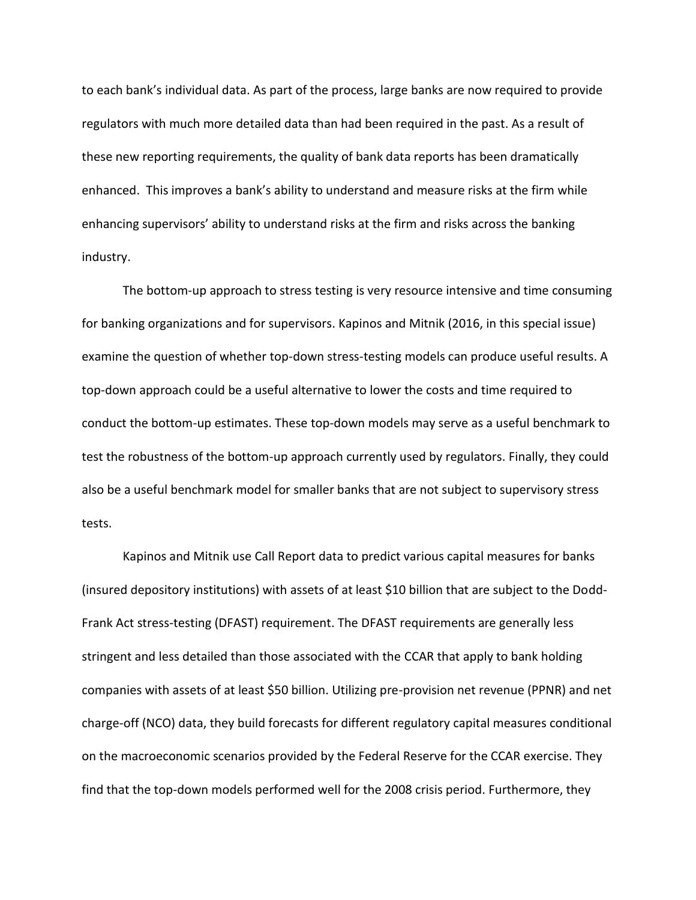to each bank's individual data. As part of the process, large banks are now required to provide regulators with much more detailed data than had been required in the past. As a result of these new reporting requirements, the quality of bank data reports has been dramatically enhanced. This improves a bank's ability to understand and measure risks at the firm while enhancing supervisors' ability to understand risks at the firm and risks across the banking industry.

The bottom-up approach to stress testing is very resource intensive and time consuming for banking organizations and for supervisors. Kapinos and Mitnik (2016, in this special issue) examine the question of whether top-down stress-testing models can produce useful results. A top-down approach could be a useful alternative to lower the costs and time required to conduct the bottom-up estimates. These top-down models may serve as a useful benchmark to test the robustness of the bottom-up approach currently used by regulators. Finally, they could also be a useful benchmark model for smaller banks that are not subject to supervisory stress tests.

Kapinos and Mitnik use Call Report data to predict various capital measures for banks (insured depository institutions) with assets of at least \$10 billion that are subject to the Dodd-Frank Act stress-testing (DFAST) requirement. The DFAST requirements are generally less stringent and less detailed than those associated with the CCAR that apply to bank holding companies with assets of at least \$50 billion. Utilizing pre-provision net revenue (PPNR) and net charge-off (NCO) data, they build forecasts for different regulatory capital measures conditional on the macroeconomic scenarios provided by the Federal Reserve for the CCAR exercise. They find that the top-down models performed well for the 2008 crisis period. Furthermore, they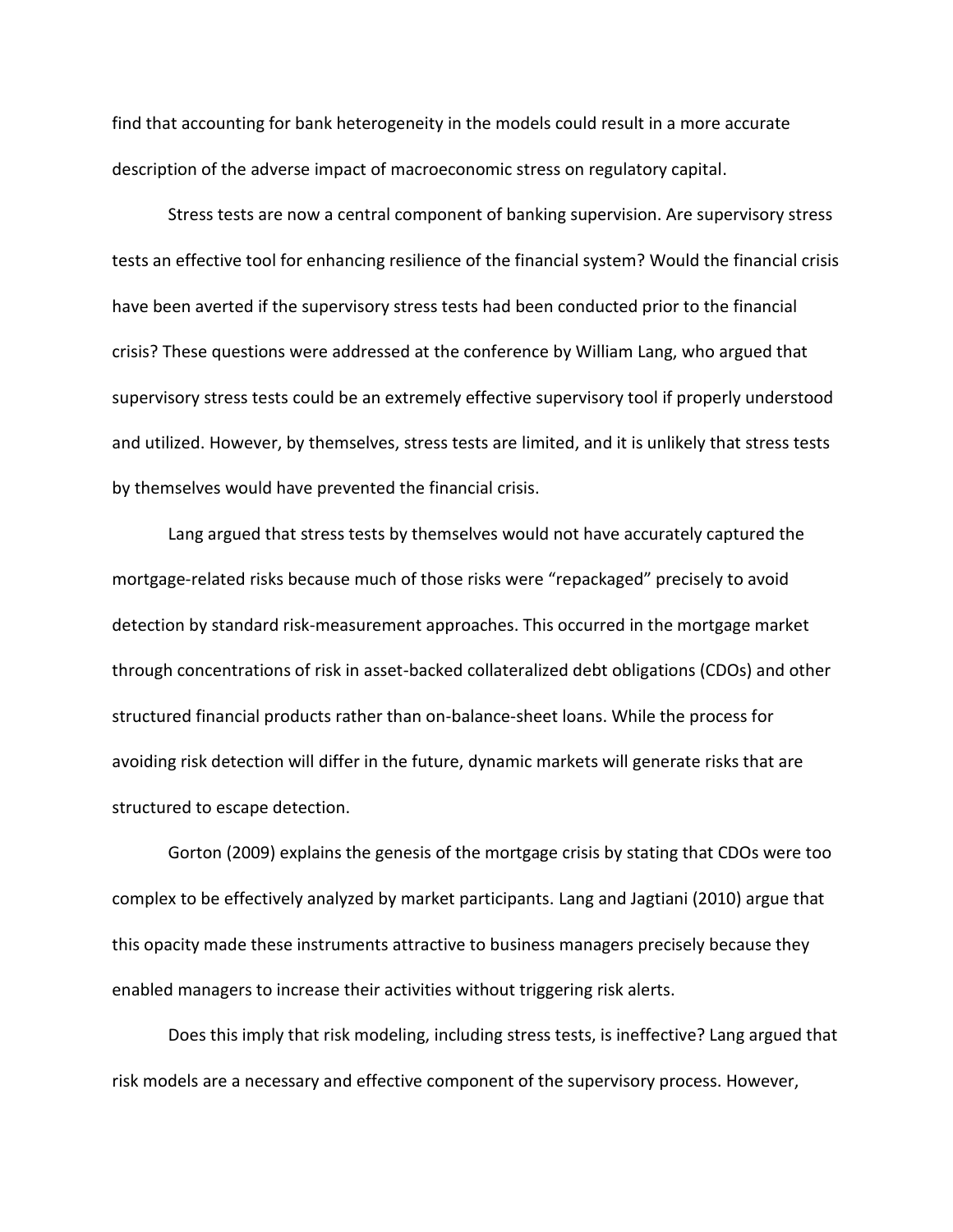find that accounting for bank heterogeneity in the models could result in a more accurate description of the adverse impact of macroeconomic stress on regulatory capital.

Stress tests are now a central component of banking supervision. Are supervisory stress tests an effective tool for enhancing resilience of the financial system? Would the financial crisis have been averted if the supervisory stress tests had been conducted prior to the financial crisis? These questions were addressed at the conference by William Lang, who argued that supervisory stress tests could be an extremely effective supervisory tool if properly understood and utilized. However, by themselves, stress tests are limited, and it is unlikely that stress tests by themselves would have prevented the financial crisis.

Lang argued that stress tests by themselves would not have accurately captured the mortgage-related risks because much of those risks were "repackaged" precisely to avoid detection by standard risk-measurement approaches. This occurred in the mortgage market through concentrations of risk in asset-backed collateralized debt obligations (CDOs) and other structured financial products rather than on-balance-sheet loans. While the process for avoiding risk detection will differ in the future, dynamic markets will generate risks that are structured to escape detection.

Gorton (2009) explains the genesis of the mortgage crisis by stating that CDOs were too complex to be effectively analyzed by market participants. Lang and Jagtiani (2010) argue that this opacity made these instruments attractive to business managers precisely because they enabled managers to increase their activities without triggering risk alerts.

Does this imply that risk modeling, including stress tests, is ineffective? Lang argued that risk models are a necessary and effective component of the supervisory process. However,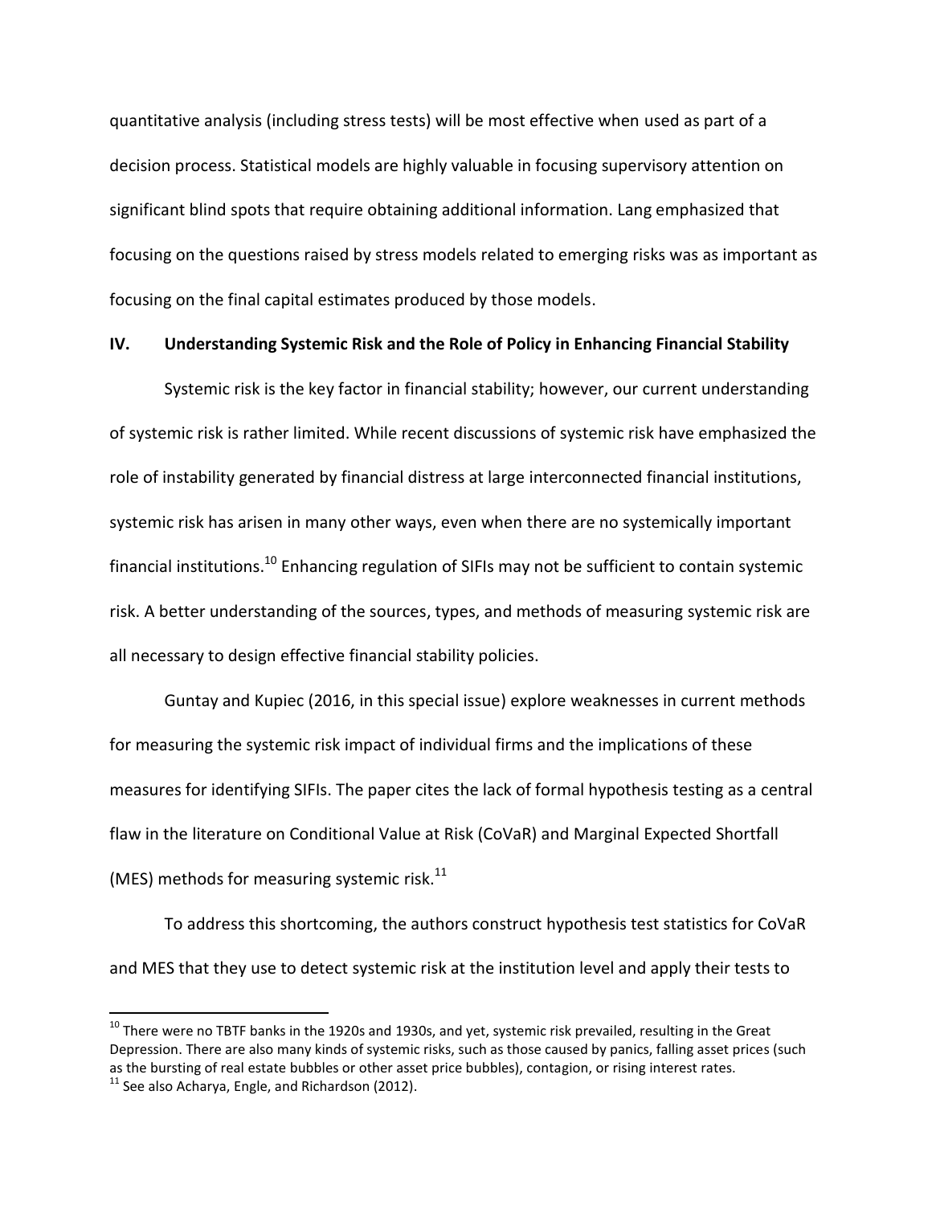quantitative analysis (including stress tests) will be most effective when used as part of a decision process. Statistical models are highly valuable in focusing supervisory attention on significant blind spots that require obtaining additional information. Lang emphasized that focusing on the questions raised by stress models related to emerging risks was as important as focusing on the final capital estimates produced by those models.

## IV. Understanding Systemic Risk and the Role of Policy in Enhancing Financial Stability

Systemic risk is the key factor in financial stability; however, our current understanding of systemic risk is rather limited. While recent discussions of systemic risk have emphasized the role of instability generated by financial distress at large interconnected financial institutions, systemic risk has arisen in many other ways, even when there are no systemically important financial institutions.[10] Enhancing regulation of SIFIs may not be sufficient to contain systemic risk. A better understanding of the sources, types, and methods of measuring systemic risk are all necessary to design effective financial stability policies.

Guntay and Kupiec (2016, in this special issue) explore weaknesses in current methods for measuring the systemic risk impact of individual firms and the implications of these measures for identifying SIFIs. The paper cites the lack of formal hypothesis testing as a central flaw in the literature on Conditional Value at Risk (CoVaR) and Marginal Expected Shortfall (MES) methods for measuring systemic risk.[11]

To address this shortcoming, the authors construct hypothesis test statistics for CoVaR and MES that they use to detect systemic risk at the institution level and apply their tests to

---

[10] There were no TBTF banks in the 1920s and 1930s, and yet, systemic risk prevailed, resulting in the Great Depression. There are also many kinds of systemic risks, such as those caused by panics, falling asset prices (such as the bursting of real estate bubbles or other asset price bubbles), contagion, or rising interest rates.

[11] See also Acharya, Engle, and Richardson (2012).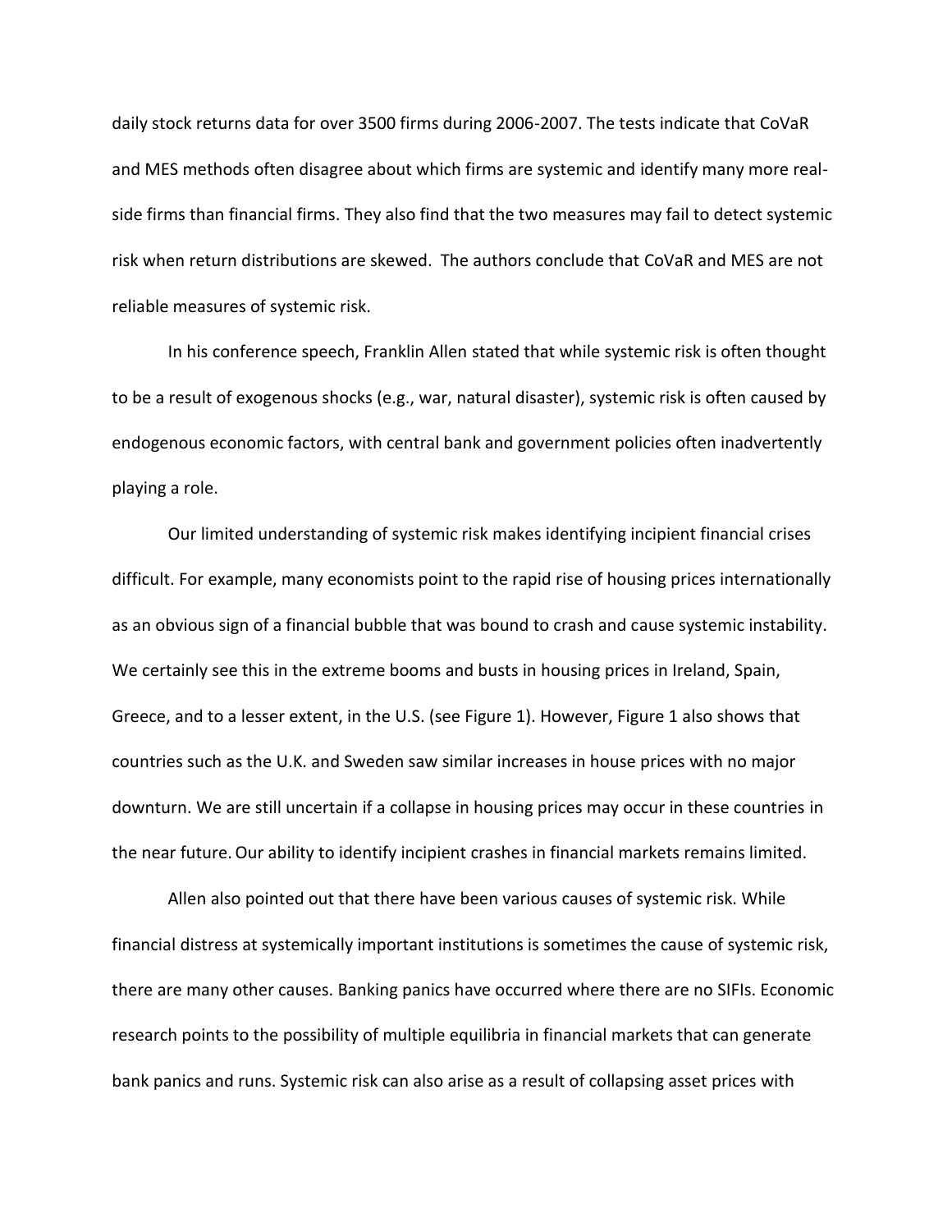daily stock returns data for over 3500 firms during 2006-2007. The tests indicate that CoVaR and MES methods often disagree about which firms are systemic and identify many more real-side firms than financial firms. They also find that the two measures may fail to detect systemic risk when return distributions are skewed. The authors conclude that CoVaR and MES are not reliable measures of systemic risk.

In his conference speech, Franklin Allen stated that while systemic risk is often thought to be a result of exogenous shocks (e.g., war, natural disaster), systemic risk is often caused by endogenous economic factors, with central bank and government policies often inadvertently playing a role.

Our limited understanding of systemic risk makes identifying incipient financial crises difficult. For example, many economists point to the rapid rise of housing prices internationally as an obvious sign of a financial bubble that was bound to crash and cause systemic instability. We certainly see this in the extreme booms and busts in housing prices in Ireland, Spain, Greece, and to a lesser extent, in the U.S. (see Figure 1). However, Figure 1 also shows that countries such as the U.K. and Sweden saw similar increases in house prices with no major downturn. We are still uncertain if a collapse in housing prices may occur in these countries in the near future. Our ability to identify incipient crashes in financial markets remains limited.

Allen also pointed out that there have been various causes of systemic risk. While financial distress at systemically important institutions is sometimes the cause of systemic risk, there are many other causes. Banking panics have occurred where there are no SIFIs. Economic research points to the possibility of multiple equilibria in financial markets that can generate bank panics and runs. Systemic risk can also arise as a result of collapsing asset prices with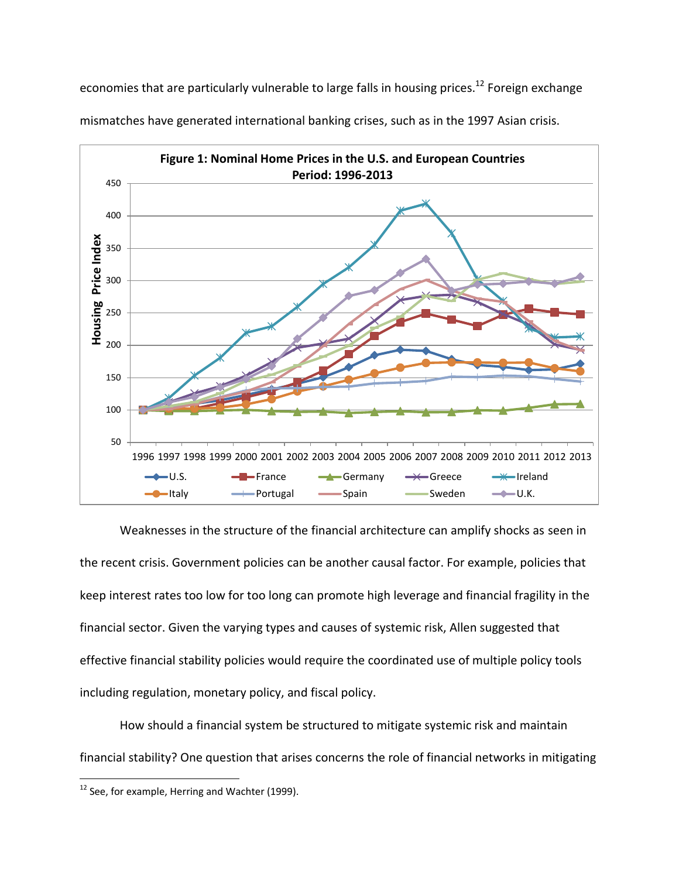economies that are particularly vulnerable to large falls in housing prices.[12] Foreign exchange mismatches have generated international banking crises, such as in the 1997 Asian crisis.

**Figure 1: Nominal Home Prices in the U.S. and European Countries Period: 1996-2013**

Weaknesses in the structure of the financial architecture can amplify shocks as seen in the recent crisis. Government policies can be another causal factor. For example, policies that keep interest rates too low for too long can promote high leverage and financial fragility in the financial sector. Given the varying types and causes of systemic risk, Allen suggested that effective financial stability policies would require the coordinated use of multiple policy tools including regulation, monetary policy, and fiscal policy.

How should a financial system be structured to mitigate systemic risk and maintain financial stability? One question that arises concerns the role of financial networks in mitigating

[12] See, for example, Herring and Wachter (1999).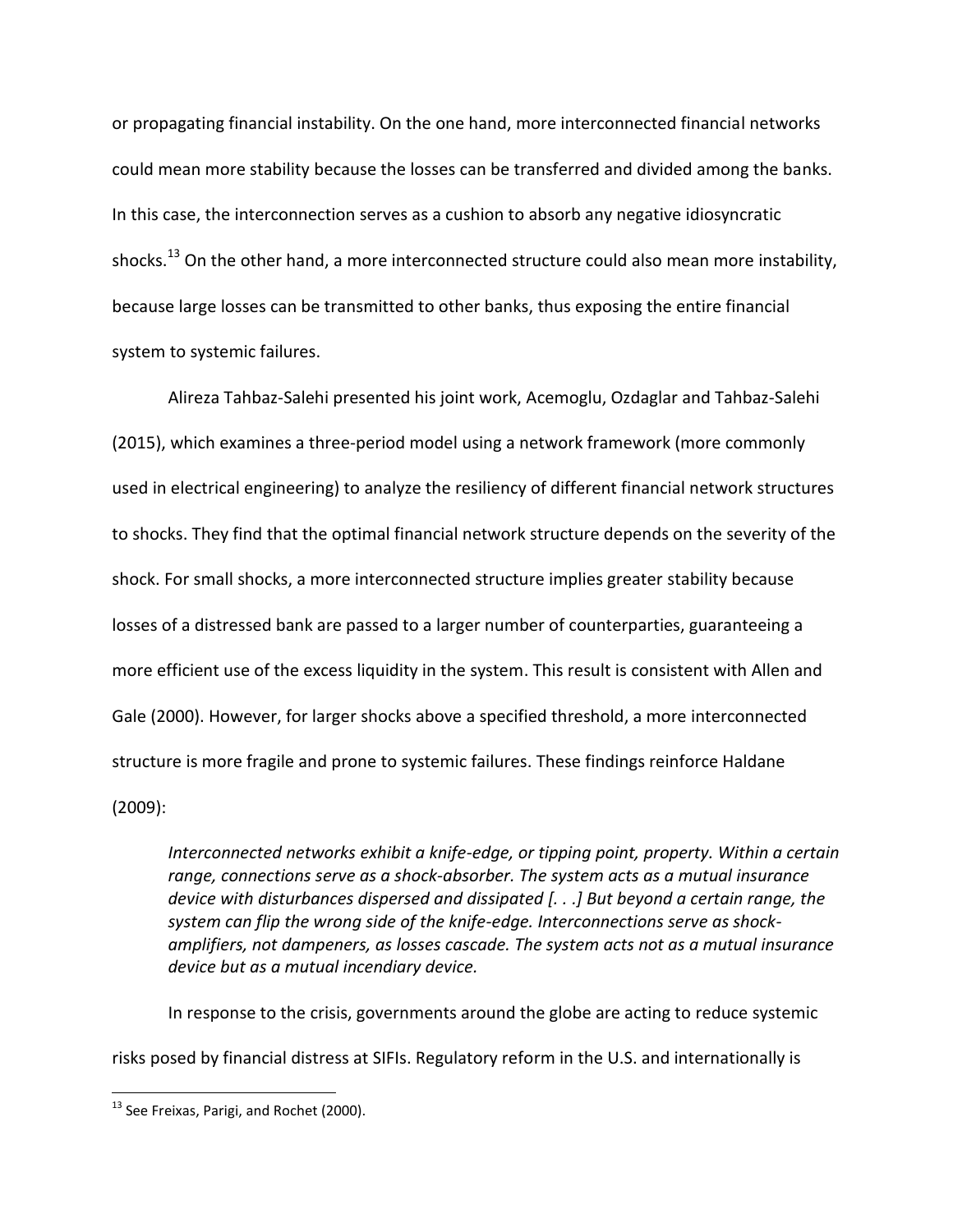or propagating financial instability. On the one hand, more interconnected financial networks could mean more stability because the losses can be transferred and divided among the banks. In this case, the interconnection serves as a cushion to absorb any negative idiosyncratic shocks.[13] On the other hand, a more interconnected structure could also mean more instability, because large losses can be transmitted to other banks, thus exposing the entire financial system to systemic failures.

Alireza Tahbaz-Salehi presented his joint work, Acemoglu, Ozdaglar and Tahbaz-Salehi (2015), which examines a three-period model using a network framework (more commonly used in electrical engineering) to analyze the resiliency of different financial network structures to shocks. They find that the optimal financial network structure depends on the severity of the shock. For small shocks, a more interconnected structure implies greater stability because losses of a distressed bank are passed to a larger number of counterparties, guaranteeing a more efficient use of the excess liquidity in the system. This result is consistent with Allen and Gale (2000). However, for larger shocks above a specified threshold, a more interconnected structure is more fragile and prone to systemic failures. These findings reinforce Haldane (2009):

> *Interconnected networks exhibit a knife-edge, or tipping point, property. Within a certain range, connections serve as a shock-absorber. The system acts as a mutual insurance device with disturbances dispersed and dissipated [. . .] But beyond a certain range, the system can flip the wrong side of the knife-edge. Interconnections serve as shock-amplifiers, not dampeners, as losses cascade. The system acts not as a mutual insurance device but as a mutual incendiary device.*

In response to the crisis, governments around the globe are acting to reduce systemic risks posed by financial distress at SIFIs. Regulatory reform in the U.S. and internationally is

---

[13] See Freixas, Parigi, and Rochet (2000).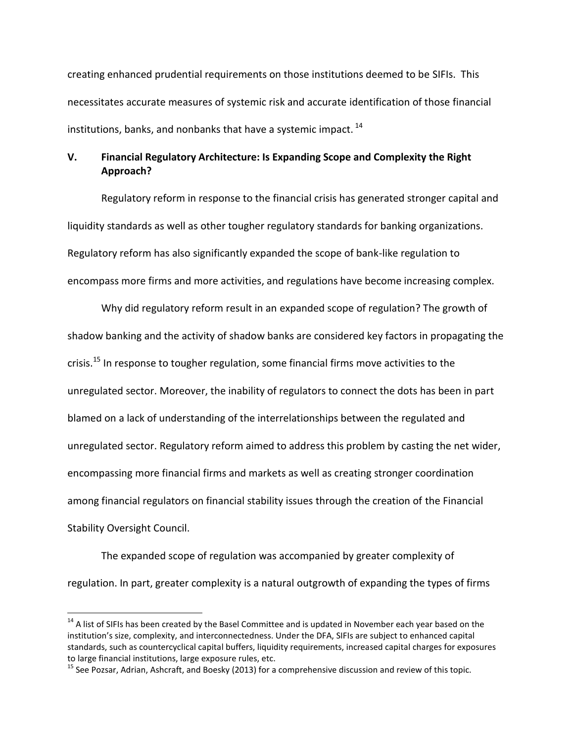creating enhanced prudential requirements on those institutions deemed to be SIFIs. This necessitates accurate measures of systemic risk and accurate identification of those financial institutions, banks, and nonbanks that have a systemic impact.[14]

## V. Financial Regulatory Architecture: Is Expanding Scope and Complexity the Right Approach?

Regulatory reform in response to the financial crisis has generated stronger capital and liquidity standards as well as other tougher regulatory standards for banking organizations. Regulatory reform has also significantly expanded the scope of bank-like regulation to encompass more firms and more activities, and regulations have become increasing complex.

Why did regulatory reform result in an expanded scope of regulation? The growth of shadow banking and the activity of shadow banks are considered key factors in propagating the crisis.[15] In response to tougher regulation, some financial firms move activities to the unregulated sector. Moreover, the inability of regulators to connect the dots has been in part blamed on a lack of understanding of the interrelationships between the regulated and unregulated sector. Regulatory reform aimed to address this problem by casting the net wider, encompassing more financial firms and markets as well as creating stronger coordination among financial regulators on financial stability issues through the creation of the Financial Stability Oversight Council.

The expanded scope of regulation was accompanied by greater complexity of regulation. In part, greater complexity is a natural outgrowth of expanding the types of firms

---

[14] A list of SIFIs has been created by the Basel Committee and is updated in November each year based on the institution's size, complexity, and interconnectedness. Under the DFA, SIFIs are subject to enhanced capital standards, such as countercyclical capital buffers, liquidity requirements, increased capital charges for exposures to large financial institutions, large exposure rules, etc.

[15] See Pozsar, Adrian, Ashcraft, and Boesky (2013) for a comprehensive discussion and review of this topic.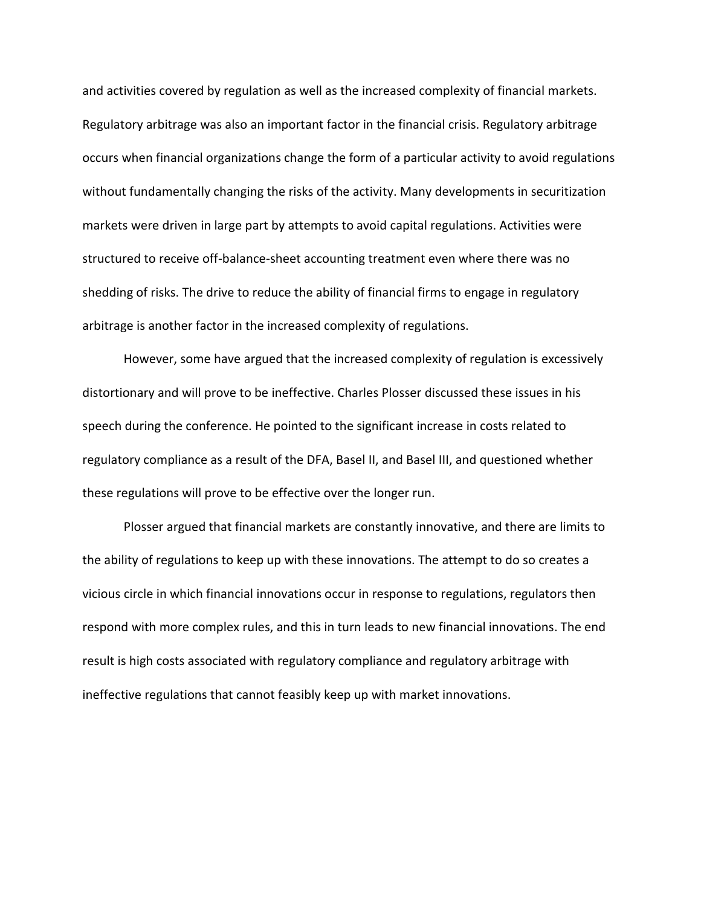and activities covered by regulation as well as the increased complexity of financial markets. Regulatory arbitrage was also an important factor in the financial crisis. Regulatory arbitrage occurs when financial organizations change the form of a particular activity to avoid regulations without fundamentally changing the risks of the activity. Many developments in securitization markets were driven in large part by attempts to avoid capital regulations. Activities were structured to receive off-balance-sheet accounting treatment even where there was no shedding of risks. The drive to reduce the ability of financial firms to engage in regulatory arbitrage is another factor in the increased complexity of regulations.

However, some have argued that the increased complexity of regulation is excessively distortionary and will prove to be ineffective. Charles Plosser discussed these issues in his speech during the conference. He pointed to the significant increase in costs related to regulatory compliance as a result of the DFA, Basel II, and Basel III, and questioned whether these regulations will prove to be effective over the longer run.

Plosser argued that financial markets are constantly innovative, and there are limits to the ability of regulations to keep up with these innovations. The attempt to do so creates a vicious circle in which financial innovations occur in response to regulations, regulators then respond with more complex rules, and this in turn leads to new financial innovations. The end result is high costs associated with regulatory compliance and regulatory arbitrage with ineffective regulations that cannot feasibly keep up with market innovations.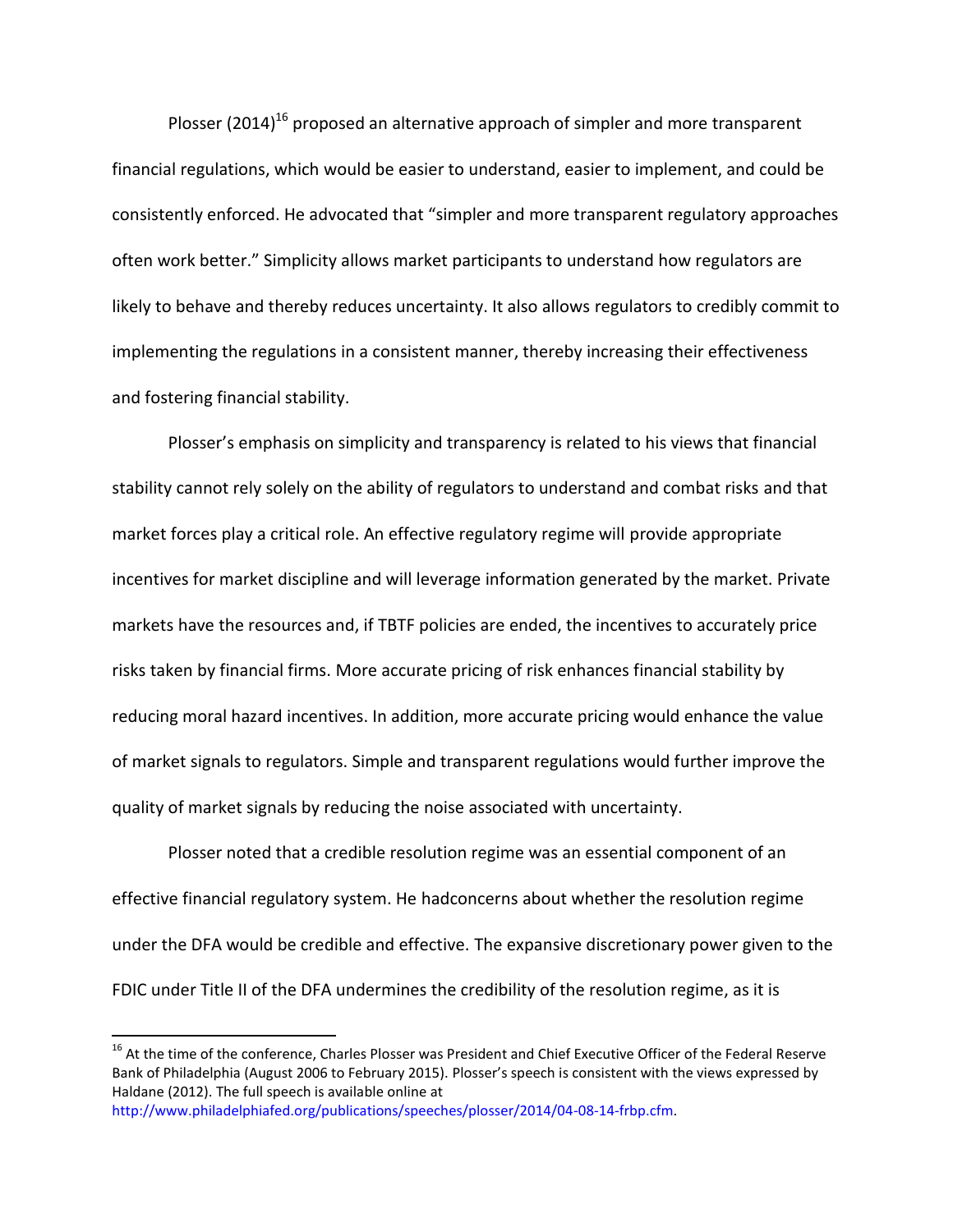Plosser (2014)[16] proposed an alternative approach of simpler and more transparent financial regulations, which would be easier to understand, easier to implement, and could be consistently enforced. He advocated that "simpler and more transparent regulatory approaches often work better." Simplicity allows market participants to understand how regulators are likely to behave and thereby reduces uncertainty. It also allows regulators to credibly commit to implementing the regulations in a consistent manner, thereby increasing their effectiveness and fostering financial stability.

Plosser's emphasis on simplicity and transparency is related to his views that financial stability cannot rely solely on the ability of regulators to understand and combat risks and that market forces play a critical role. An effective regulatory regime will provide appropriate incentives for market discipline and will leverage information generated by the market. Private markets have the resources and, if TBTF policies are ended, the incentives to accurately price risks taken by financial firms. More accurate pricing of risk enhances financial stability by reducing moral hazard incentives. In addition, more accurate pricing would enhance the value of market signals to regulators. Simple and transparent regulations would further improve the quality of market signals by reducing the noise associated with uncertainty.

Plosser noted that a credible resolution regime was an essential component of an effective financial regulatory system. He hadconcerns about whether the resolution regime under the DFA would be credible and effective. The expansive discretionary power given to the FDIC under Title II of the DFA undermines the credibility of the resolution regime, as it is

[16] At the time of the conference, Charles Plosser was President and Chief Executive Officer of the Federal Reserve Bank of Philadelphia (August 2006 to February 2015). Plosser's speech is consistent with the views expressed by Haldane (2012). The full speech is available online at http://www.philadelphiafed.org/publications/speeches/plosser/2014/04-08-14-frbp.cfm.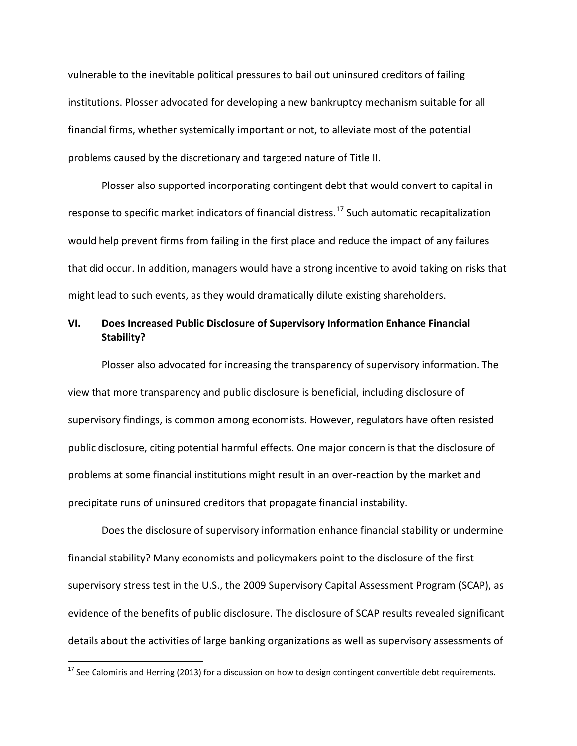vulnerable to the inevitable political pressures to bail out uninsured creditors of failing institutions. Plosser advocated for developing a new bankruptcy mechanism suitable for all financial firms, whether systemically important or not, to alleviate most of the potential problems caused by the discretionary and targeted nature of Title II.

Plosser also supported incorporating contingent debt that would convert to capital in response to specific market indicators of financial distress.[17] Such automatic recapitalization would help prevent firms from failing in the first place and reduce the impact of any failures that did occur. In addition, managers would have a strong incentive to avoid taking on risks that might lead to such events, as they would dramatically dilute existing shareholders.

## VI. Does Increased Public Disclosure of Supervisory Information Enhance Financial Stability?

Plosser also advocated for increasing the transparency of supervisory information. The view that more transparency and public disclosure is beneficial, including disclosure of supervisory findings, is common among economists. However, regulators have often resisted public disclosure, citing potential harmful effects. One major concern is that the disclosure of problems at some financial institutions might result in an over-reaction by the market and precipitate runs of uninsured creditors that propagate financial instability.

Does the disclosure of supervisory information enhance financial stability or undermine financial stability? Many economists and policymakers point to the disclosure of the first supervisory stress test in the U.S., the 2009 Supervisory Capital Assessment Program (SCAP), as evidence of the benefits of public disclosure. The disclosure of SCAP results revealed significant details about the activities of large banking organizations as well as supervisory assessments of

[17] See Calomiris and Herring (2013) for a discussion on how to design contingent convertible debt requirements.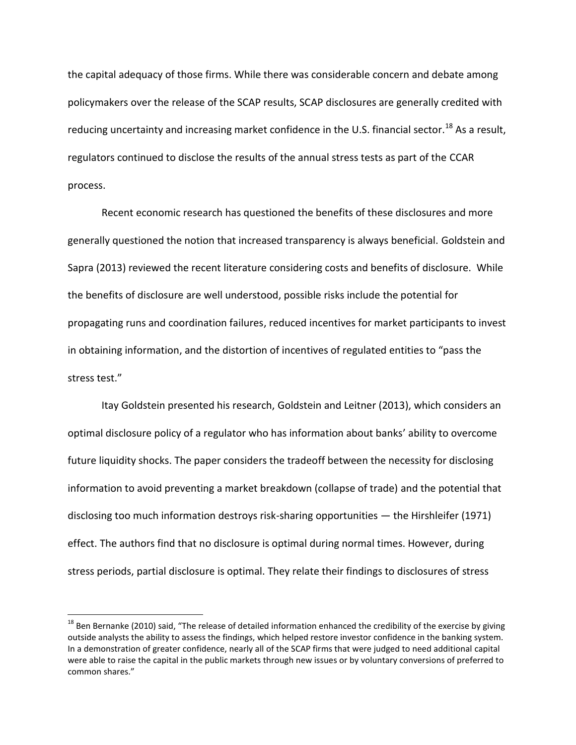the capital adequacy of those firms. While there was considerable concern and debate among policymakers over the release of the SCAP results, SCAP disclosures are generally credited with reducing uncertainty and increasing market confidence in the U.S. financial sector.[18] As a result, regulators continued to disclose the results of the annual stress tests as part of the CCAR process.

Recent economic research has questioned the benefits of these disclosures and more generally questioned the notion that increased transparency is always beneficial. Goldstein and Sapra (2013) reviewed the recent literature considering costs and benefits of disclosure. While the benefits of disclosure are well understood, possible risks include the potential for propagating runs and coordination failures, reduced incentives for market participants to invest in obtaining information, and the distortion of incentives of regulated entities to "pass the stress test."

Itay Goldstein presented his research, Goldstein and Leitner (2013), which considers an optimal disclosure policy of a regulator who has information about banks' ability to overcome future liquidity shocks. The paper considers the tradeoff between the necessity for disclosing information to avoid preventing a market breakdown (collapse of trade) and the potential that disclosing too much information destroys risk-sharing opportunities — the Hirshleifer (1971) effect. The authors find that no disclosure is optimal during normal times. However, during stress periods, partial disclosure is optimal. They relate their findings to disclosures of stress

[18] Ben Bernanke (2010) said, "The release of detailed information enhanced the credibility of the exercise by giving outside analysts the ability to assess the findings, which helped restore investor confidence in the banking system. In a demonstration of greater confidence, nearly all of the SCAP firms that were judged to need additional capital were able to raise the capital in the public markets through new issues or by voluntary conversions of preferred to common shares."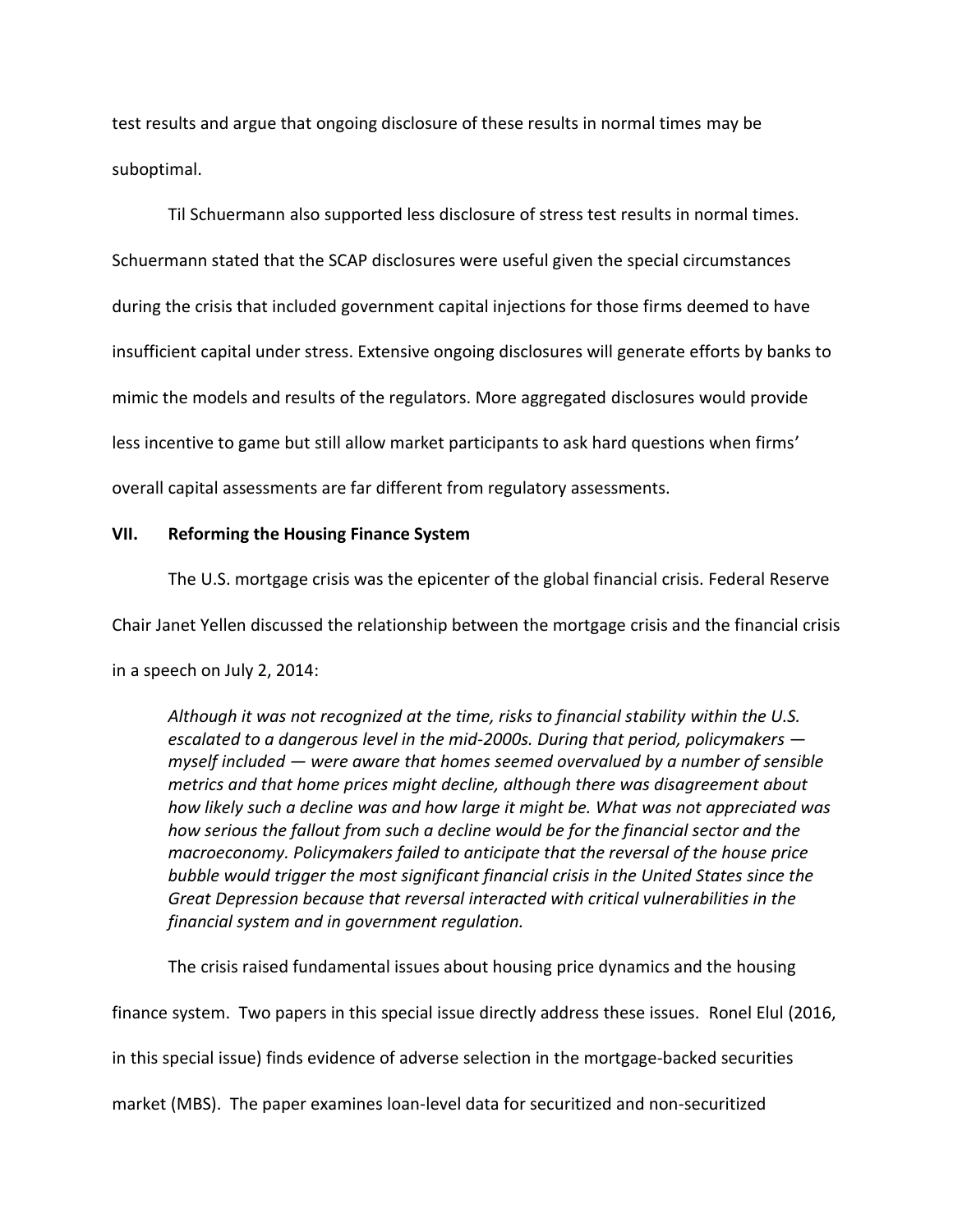test results and argue that ongoing disclosure of these results in normal times may be suboptimal.

Til Schuermann also supported less disclosure of stress test results in normal times. Schuermann stated that the SCAP disclosures were useful given the special circumstances during the crisis that included government capital injections for those firms deemed to have insufficient capital under stress. Extensive ongoing disclosures will generate efforts by banks to mimic the models and results of the regulators. More aggregated disclosures would provide less incentive to game but still allow market participants to ask hard questions when firms' overall capital assessments are far different from regulatory assessments.

## VII. Reforming the Housing Finance System

The U.S. mortgage crisis was the epicenter of the global financial crisis. Federal Reserve Chair Janet Yellen discussed the relationship between the mortgage crisis and the financial crisis in a speech on July 2, 2014:

> *Although it was not recognized at the time, risks to financial stability within the U.S. escalated to a dangerous level in the mid-2000s. During that period, policymakers — myself included — were aware that homes seemed overvalued by a number of sensible metrics and that home prices might decline, although there was disagreement about how likely such a decline was and how large it might be. What was not appreciated was how serious the fallout from such a decline would be for the financial sector and the macroeconomy. Policymakers failed to anticipate that the reversal of the house price bubble would trigger the most significant financial crisis in the United States since the Great Depression because that reversal interacted with critical vulnerabilities in the financial system and in government regulation.*

The crisis raised fundamental issues about housing price dynamics and the housing finance system. Two papers in this special issue directly address these issues. Ronel Elul (2016, in this special issue) finds evidence of adverse selection in the mortgage-backed securities market (MBS). The paper examines loan-level data for securitized and non-securitized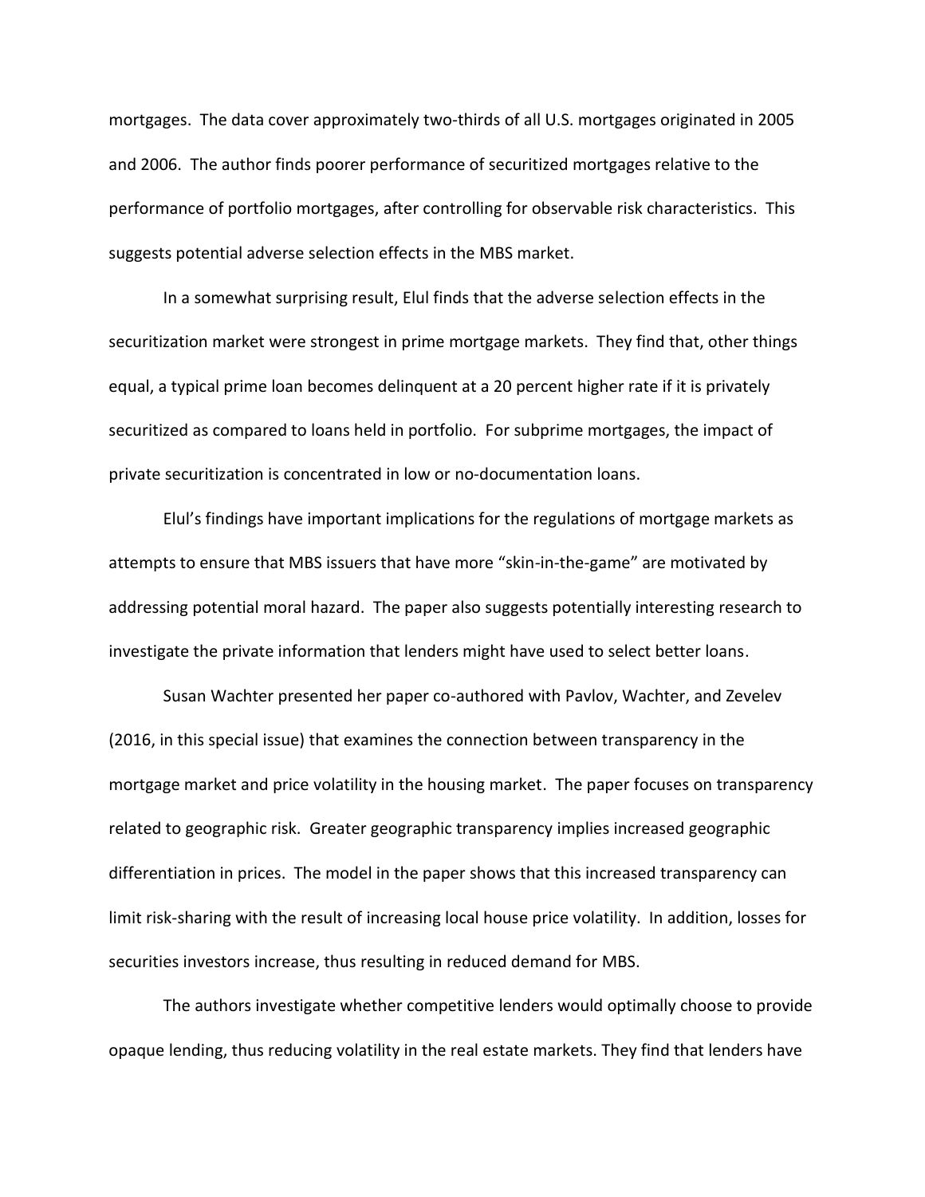mortgages. The data cover approximately two-thirds of all U.S. mortgages originated in 2005 and 2006. The author finds poorer performance of securitized mortgages relative to the performance of portfolio mortgages, after controlling for observable risk characteristics. This suggests potential adverse selection effects in the MBS market.

In a somewhat surprising result, Elul finds that the adverse selection effects in the securitization market were strongest in prime mortgage markets. They find that, other things equal, a typical prime loan becomes delinquent at a 20 percent higher rate if it is privately securitized as compared to loans held in portfolio. For subprime mortgages, the impact of private securitization is concentrated in low or no-documentation loans.

Elul's findings have important implications for the regulations of mortgage markets as attempts to ensure that MBS issuers that have more "skin-in-the-game" are motivated by addressing potential moral hazard. The paper also suggests potentially interesting research to investigate the private information that lenders might have used to select better loans.

Susan Wachter presented her paper co-authored with Pavlov, Wachter, and Zevelev (2016, in this special issue) that examines the connection between transparency in the mortgage market and price volatility in the housing market. The paper focuses on transparency related to geographic risk. Greater geographic transparency implies increased geographic differentiation in prices. The model in the paper shows that this increased transparency can limit risk-sharing with the result of increasing local house price volatility. In addition, losses for securities investors increase, thus resulting in reduced demand for MBS.

The authors investigate whether competitive lenders would optimally choose to provide opaque lending, thus reducing volatility in the real estate markets. They find that lenders have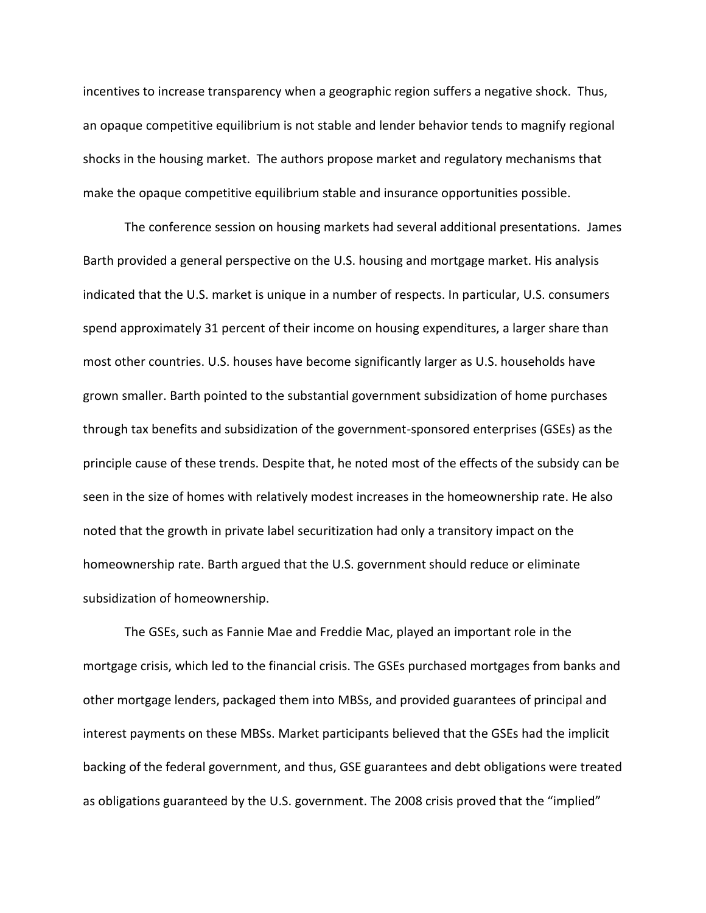incentives to increase transparency when a geographic region suffers a negative shock. Thus, an opaque competitive equilibrium is not stable and lender behavior tends to magnify regional shocks in the housing market. The authors propose market and regulatory mechanisms that make the opaque competitive equilibrium stable and insurance opportunities possible.

The conference session on housing markets had several additional presentations. James Barth provided a general perspective on the U.S. housing and mortgage market. His analysis indicated that the U.S. market is unique in a number of respects. In particular, U.S. consumers spend approximately 31 percent of their income on housing expenditures, a larger share than most other countries. U.S. houses have become significantly larger as U.S. households have grown smaller. Barth pointed to the substantial government subsidization of home purchases through tax benefits and subsidization of the government-sponsored enterprises (GSEs) as the principle cause of these trends. Despite that, he noted most of the effects of the subsidy can be seen in the size of homes with relatively modest increases in the homeownership rate. He also noted that the growth in private label securitization had only a transitory impact on the homeownership rate. Barth argued that the U.S. government should reduce or eliminate subsidization of homeownership.

The GSEs, such as Fannie Mae and Freddie Mac, played an important role in the mortgage crisis, which led to the financial crisis. The GSEs purchased mortgages from banks and other mortgage lenders, packaged them into MBSs, and provided guarantees of principal and interest payments on these MBSs. Market participants believed that the GSEs had the implicit backing of the federal government, and thus, GSE guarantees and debt obligations were treated as obligations guaranteed by the U.S. government. The 2008 crisis proved that the "implied"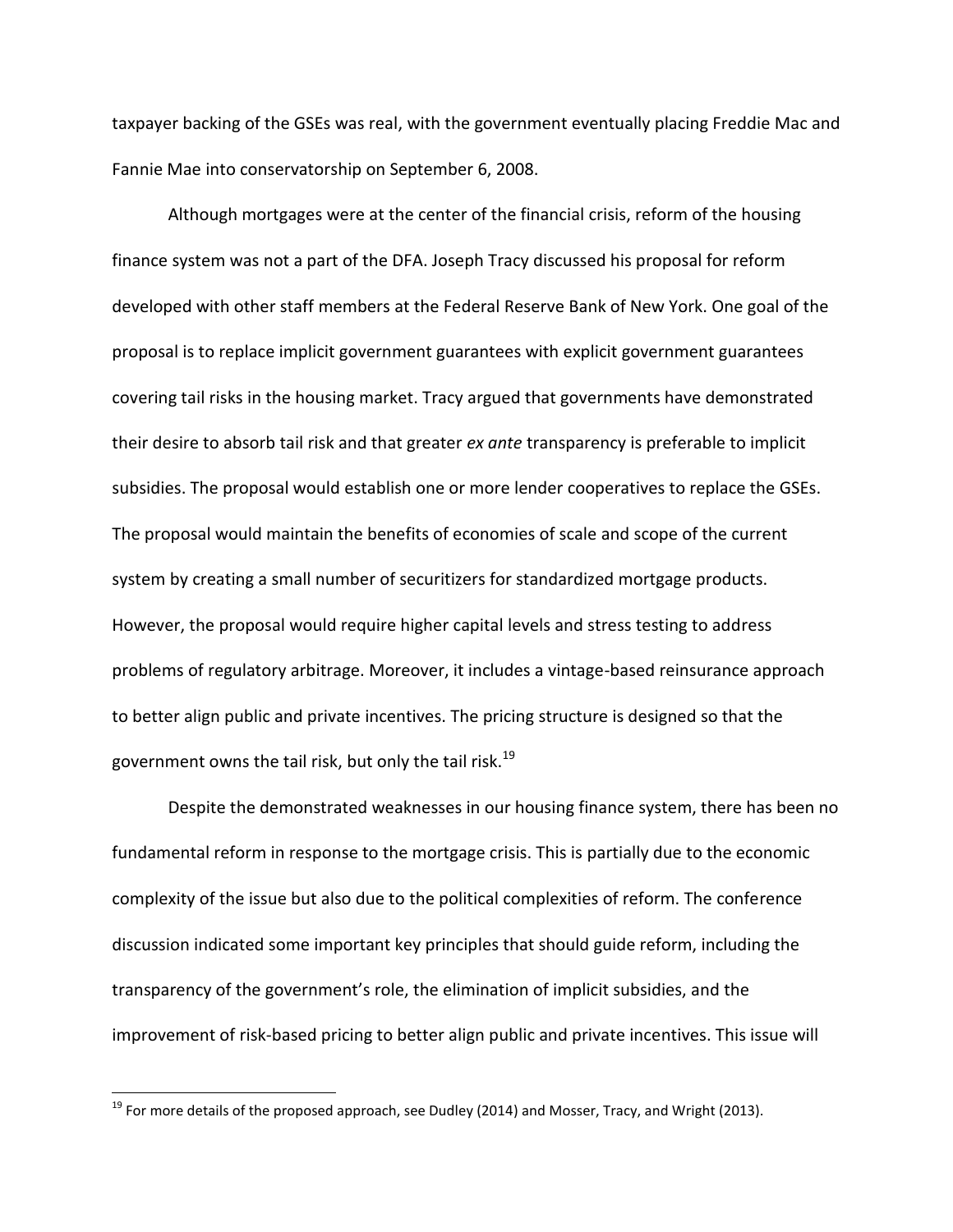taxpayer backing of the GSEs was real, with the government eventually placing Freddie Mac and Fannie Mae into conservatorship on September 6, 2008.

Although mortgages were at the center of the financial crisis, reform of the housing finance system was not a part of the DFA. Joseph Tracy discussed his proposal for reform developed with other staff members at the Federal Reserve Bank of New York. One goal of the proposal is to replace implicit government guarantees with explicit government guarantees covering tail risks in the housing market. Tracy argued that governments have demonstrated their desire to absorb tail risk and that greater *ex ante* transparency is preferable to implicit subsidies. The proposal would establish one or more lender cooperatives to replace the GSEs. The proposal would maintain the benefits of economies of scale and scope of the current system by creating a small number of securitizers for standardized mortgage products. However, the proposal would require higher capital levels and stress testing to address problems of regulatory arbitrage. Moreover, it includes a vintage-based reinsurance approach to better align public and private incentives. The pricing structure is designed so that the government owns the tail risk, but only the tail risk.[19]

Despite the demonstrated weaknesses in our housing finance system, there has been no fundamental reform in response to the mortgage crisis. This is partially due to the economic complexity of the issue but also due to the political complexities of reform. The conference discussion indicated some important key principles that should guide reform, including the transparency of the government's role, the elimination of implicit subsidies, and the improvement of risk-based pricing to better align public and private incentives. This issue will

[19] For more details of the proposed approach, see Dudley (2014) and Mosser, Tracy, and Wright (2013).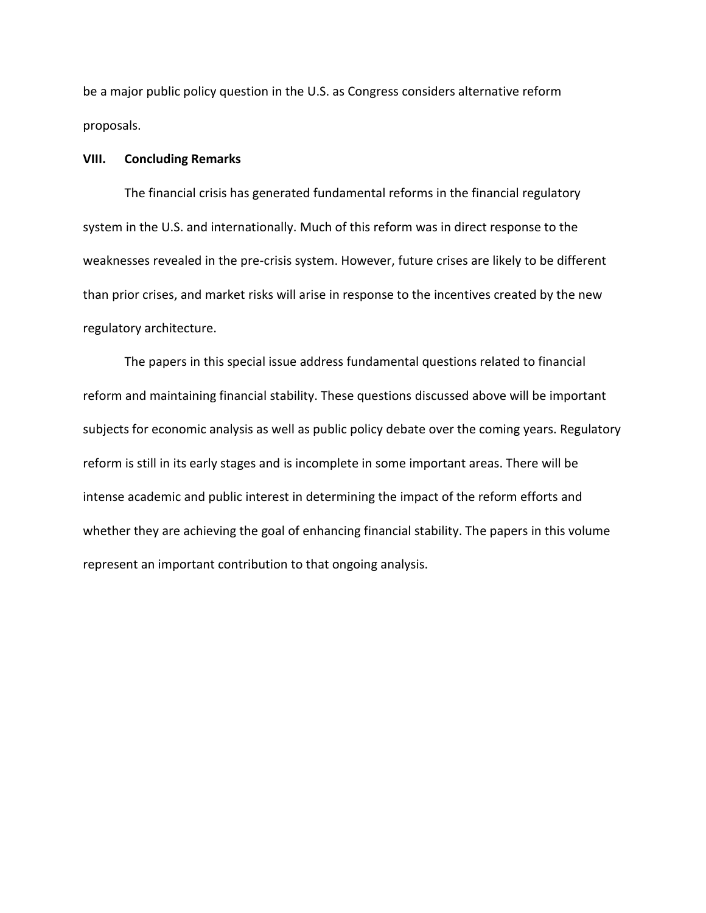be a major public policy question in the U.S. as Congress considers alternative reform proposals.

## VIII. Concluding Remarks

The financial crisis has generated fundamental reforms in the financial regulatory system in the U.S. and internationally. Much of this reform was in direct response to the weaknesses revealed in the pre-crisis system. However, future crises are likely to be different than prior crises, and market risks will arise in response to the incentives created by the new regulatory architecture.

The papers in this special issue address fundamental questions related to financial reform and maintaining financial stability. These questions discussed above will be important subjects for economic analysis as well as public policy debate over the coming years. Regulatory reform is still in its early stages and is incomplete in some important areas. There will be intense academic and public interest in determining the impact of the reform efforts and whether they are achieving the goal of enhancing financial stability. The papers in this volume represent an important contribution to that ongoing analysis.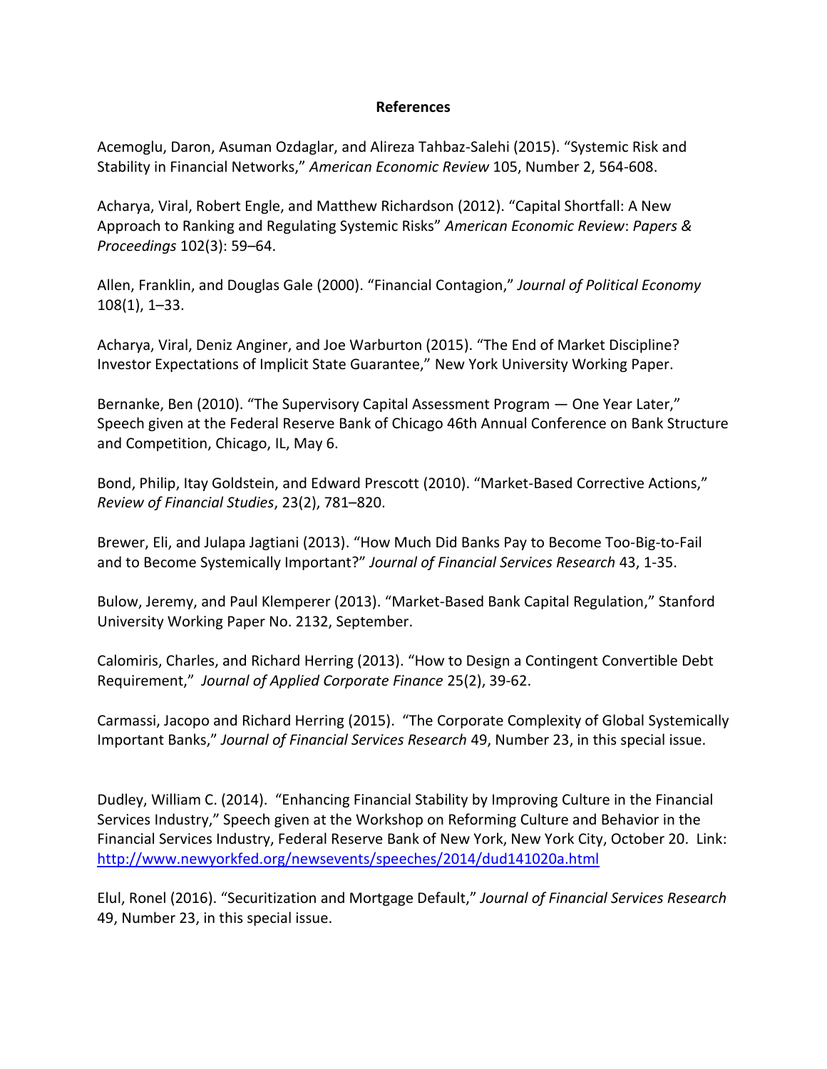## References

Acemoglu, Daron, Asuman Ozdaglar, and Alireza Tahbaz-Salehi (2015). "Systemic Risk and Stability in Financial Networks," *American Economic Review* 105, Number 2, 564-608.

Acharya, Viral, Robert Engle, and Matthew Richardson (2012). "Capital Shortfall: A New Approach to Ranking and Regulating Systemic Risks" *American Economic Review*: *Papers & Proceedings* 102(3): 59–64.

Allen, Franklin, and Douglas Gale (2000). "Financial Contagion," *Journal of Political Economy* 108(1), 1–33.

Acharya, Viral, Deniz Anginer, and Joe Warburton (2015). "The End of Market Discipline? Investor Expectations of Implicit State Guarantee," New York University Working Paper.

Bernanke, Ben (2010). "The Supervisory Capital Assessment Program — One Year Later," Speech given at the Federal Reserve Bank of Chicago 46th Annual Conference on Bank Structure and Competition, Chicago, IL, May 6.

Bond, Philip, Itay Goldstein, and Edward Prescott (2010). "Market-Based Corrective Actions," *Review of Financial Studies*, 23(2), 781–820.

Brewer, Eli, and Julapa Jagtiani (2013). "How Much Did Banks Pay to Become Too-Big-to-Fail and to Become Systemically Important?" *Journal of Financial Services Research* 43, 1-35.

Bulow, Jeremy, and Paul Klemperer (2013). "Market-Based Bank Capital Regulation," Stanford University Working Paper No. 2132, September.

Calomiris, Charles, and Richard Herring (2013). "How to Design a Contingent Convertible Debt Requirement," *Journal of Applied Corporate Finance* 25(2), 39-62.

Carmassi, Jacopo and Richard Herring (2015). "The Corporate Complexity of Global Systemically Important Banks," *Journal of Financial Services Research* 49, Number 23, in this special issue.

Dudley, William C. (2014). "Enhancing Financial Stability by Improving Culture in the Financial Services Industry," Speech given at the Workshop on Reforming Culture and Behavior in the Financial Services Industry, Federal Reserve Bank of New York, New York City, October 20. Link: http://www.newyorkfed.org/newsevents/speeches/2014/dud141020a.html

Elul, Ronel (2016). "Securitization and Mortgage Default," *Journal of Financial Services Research* 49, Number 23, in this special issue.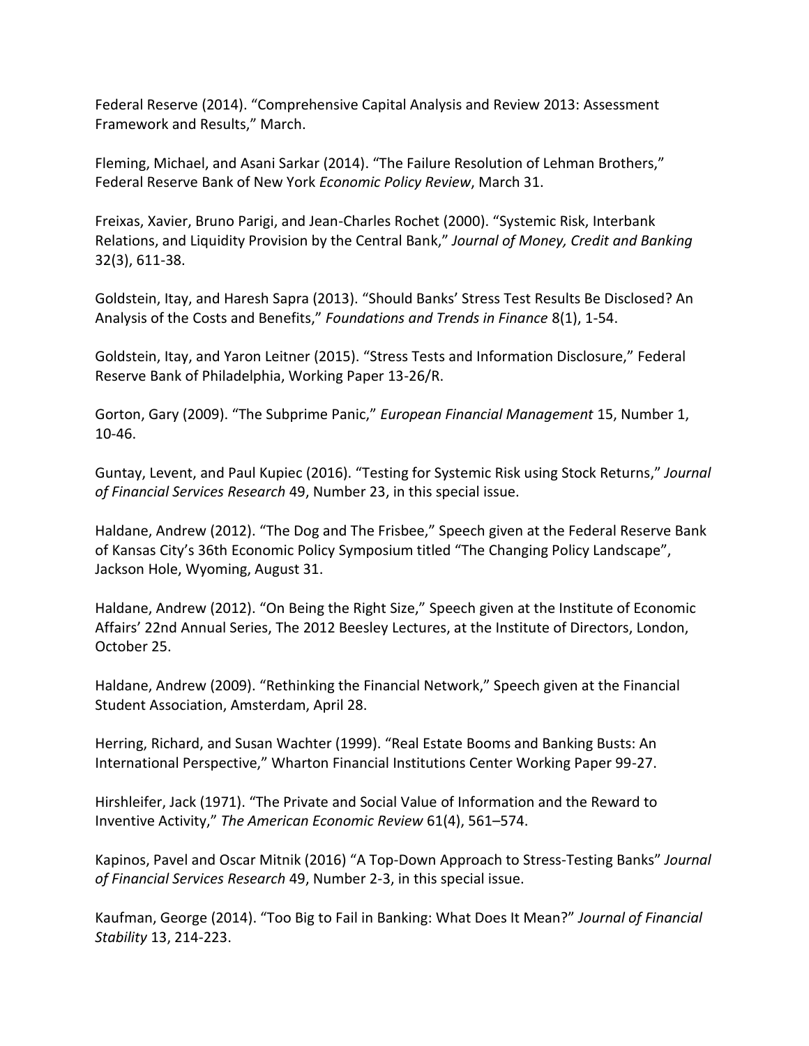Federal Reserve (2014). “Comprehensive Capital Analysis and Review 2013: Assessment Framework and Results,” March.

Fleming, Michael, and Asani Sarkar (2014). “The Failure Resolution of Lehman Brothers,” Federal Reserve Bank of New York *Economic Policy Review*, March 31.

Freixas, Xavier, Bruno Parigi, and Jean-Charles Rochet (2000). “Systemic Risk, Interbank Relations, and Liquidity Provision by the Central Bank,” *Journal of Money, Credit and Banking* 32(3), 611-38.

Goldstein, Itay, and Haresh Sapra (2013). “Should Banks’ Stress Test Results Be Disclosed? An Analysis of the Costs and Benefits,” *Foundations and Trends in Finance* 8(1), 1-54.

Goldstein, Itay, and Yaron Leitner (2015). “Stress Tests and Information Disclosure,” Federal Reserve Bank of Philadelphia, Working Paper 13-26/R.

Gorton, Gary (2009). “The Subprime Panic,” *European Financial Management* 15, Number 1, 10-46.

Guntay, Levent, and Paul Kupiec (2016). “Testing for Systemic Risk using Stock Returns,” *Journal of Financial Services Research* 49, Number 23, in this special issue.

Haldane, Andrew (2012). “The Dog and The Frisbee,” Speech given at the Federal Reserve Bank of Kansas City’s 36th Economic Policy Symposium titled “The Changing Policy Landscape”, Jackson Hole, Wyoming, August 31.

Haldane, Andrew (2012). “On Being the Right Size,” Speech given at the Institute of Economic Affairs’ 22nd Annual Series, The 2012 Beesley Lectures, at the Institute of Directors, London, October 25.

Haldane, Andrew (2009). “Rethinking the Financial Network,” Speech given at the Financial Student Association, Amsterdam, April 28.

Herring, Richard, and Susan Wachter (1999). “Real Estate Booms and Banking Busts: An International Perspective,” Wharton Financial Institutions Center Working Paper 99-27.

Hirshleifer, Jack (1971). “The Private and Social Value of Information and the Reward to Inventive Activity,” *The American Economic Review* 61(4), 561–574.

Kapinos, Pavel and Oscar Mitnik (2016) “A Top-Down Approach to Stress-Testing Banks” *Journal of Financial Services Research* 49, Number 2-3, in this special issue.

Kaufman, George (2014). “Too Big to Fail in Banking: What Does It Mean?” *Journal of Financial Stability* 13, 214-223.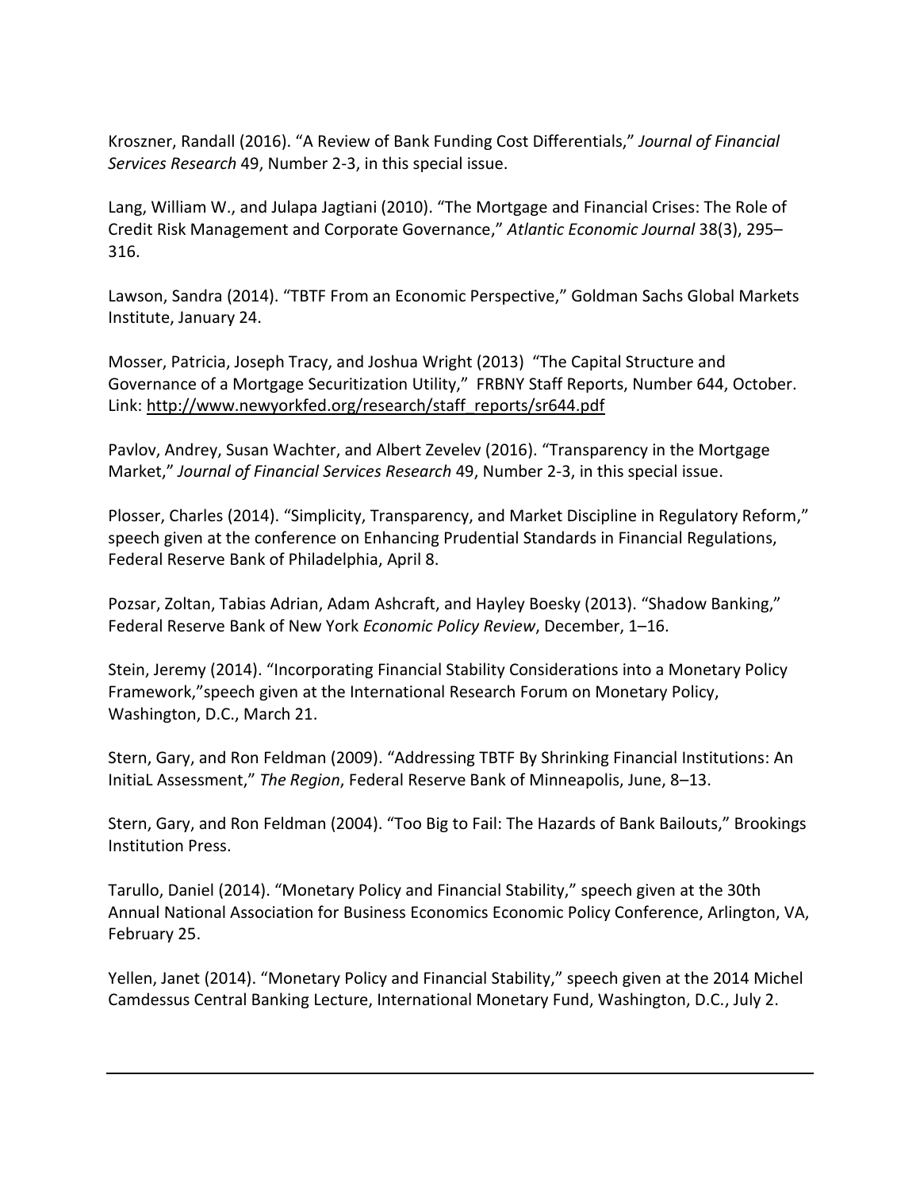Kroszner, Randall (2016). "A Review of Bank Funding Cost Differentials," *Journal of Financial Services Research* 49, Number 2-3, in this special issue.

Lang, William W., and Julapa Jagtiani (2010). "The Mortgage and Financial Crises: The Role of Credit Risk Management and Corporate Governance," *Atlantic Economic Journal* 38(3), 295–316.

Lawson, Sandra (2014). "TBTF From an Economic Perspective," Goldman Sachs Global Markets Institute, January 24.

Mosser, Patricia, Joseph Tracy, and Joshua Wright (2013) "The Capital Structure and Governance of a Mortgage Securitization Utility," FRBNY Staff Reports, Number 644, October. Link: http://www.newyorkfed.org/research/staff_reports/sr644.pdf

Pavlov, Andrey, Susan Wachter, and Albert Zevelev (2016). "Transparency in the Mortgage Market," *Journal of Financial Services Research* 49, Number 2-3, in this special issue.

Plosser, Charles (2014). "Simplicity, Transparency, and Market Discipline in Regulatory Reform," speech given at the conference on Enhancing Prudential Standards in Financial Regulations, Federal Reserve Bank of Philadelphia, April 8.

Pozsar, Zoltan, Tabias Adrian, Adam Ashcraft, and Hayley Boesky (2013). "Shadow Banking," Federal Reserve Bank of New York *Economic Policy Review*, December, 1–16.

Stein, Jeremy (2014). "Incorporating Financial Stability Considerations into a Monetary Policy Framework,"speech given at the International Research Forum on Monetary Policy, Washington, D.C., March 21.

Stern, Gary, and Ron Feldman (2009). "Addressing TBTF By Shrinking Financial Institutions: An InitiaL Assessment," *The Region*, Federal Reserve Bank of Minneapolis, June, 8–13.

Stern, Gary, and Ron Feldman (2004). "Too Big to Fail: The Hazards of Bank Bailouts," Brookings Institution Press.

Tarullo, Daniel (2014). "Monetary Policy and Financial Stability," speech given at the 30th Annual National Association for Business Economics Economic Policy Conference, Arlington, VA, February 25.

Yellen, Janet (2014). "Monetary Policy and Financial Stability," speech given at the 2014 Michel Camdessus Central Banking Lecture, International Monetary Fund, Washington, D.C., July 2.